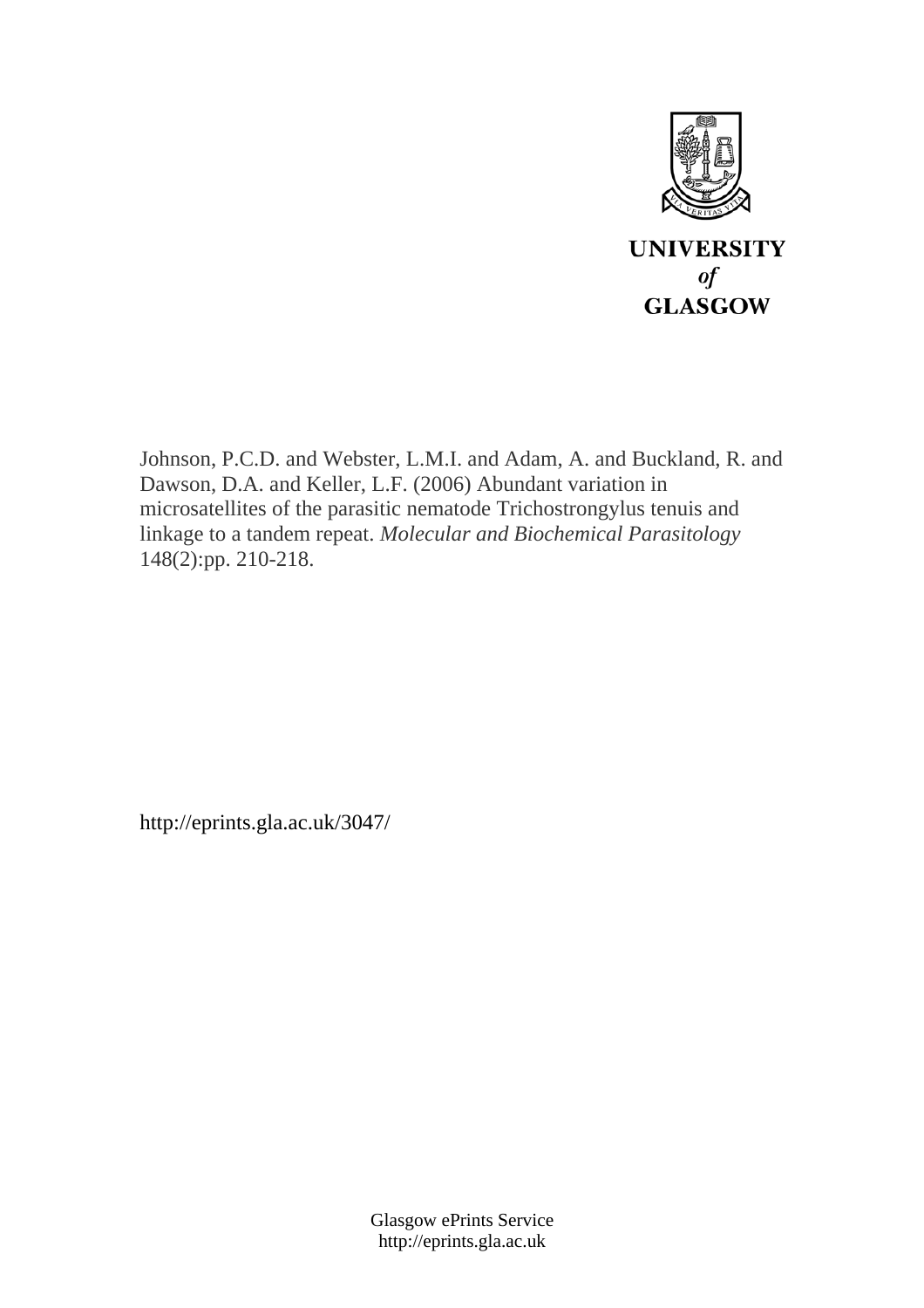UNIVERSITY
*of*
GLASGOW

Johnson, P.C.D. and Webster, L.M.I. and Adam, A. and Buckland, R. and Dawson, D.A. and Keller, L.F. (2006) Abundant variation in microsatellites of the parasitic nematode Trichostrongylus tenuis and linkage to a tandem repeat. *Molecular and Biochemical Parasitology* 148(2):pp. 210-218.

http://eprints.gla.ac.uk/3047/

Glasgow ePrints Service
http://eprints.gla.ac.uk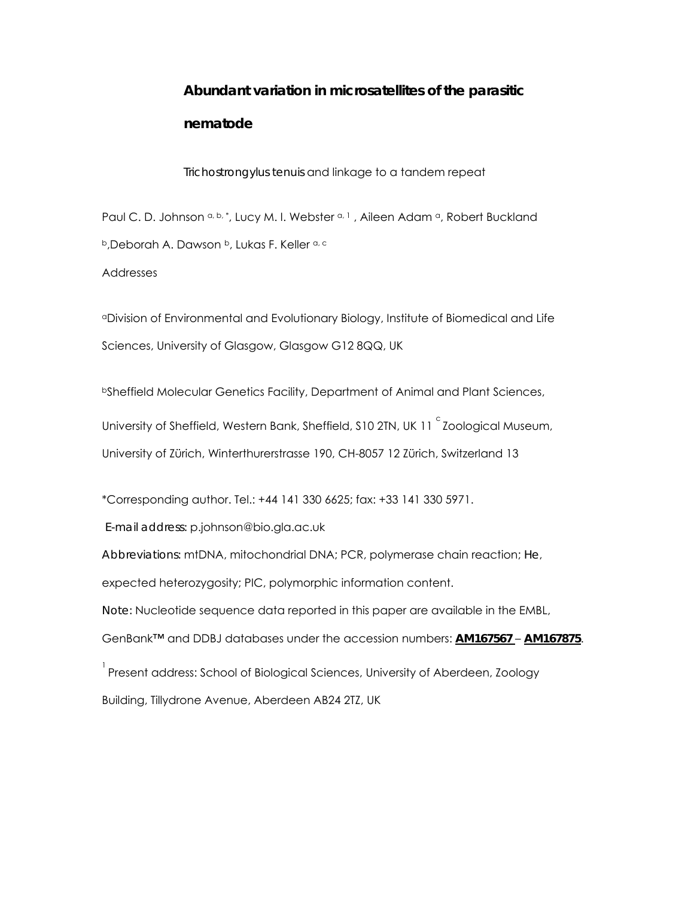# Abundant variation in microsatellites of the parasitic nematode

*Trichostrongylus tenuis* and linkage to a tandem repeat

Paul C. D. Johnson [a, b, *], Lucy M. I. Webster [a, 1] , Aileen Adam [a], Robert Buckland [b], Deborah A. Dawson [b], Lukas F. Keller [a, c]

Addresses

[a]Division of Environmental and Evolutionary Biology, Institute of Biomedical and Life Sciences, University of Glasgow, Glasgow G12 8QQ, UK

[b]Sheffield Molecular Genetics Facility, Department of Animal and Plant Sciences, University of Sheffield, Western Bank, Sheffield, S10 2TN, UK 11 [c] Zoological Museum, University of Zürich, Winterthurerstrasse 190, CH-8057 12 Zürich, Switzerland 13

*Corresponding author. Tel.: +44 141 330 6625; fax: +33 141 330 5971.

*E-mail address:* p.johnson@bio.gla.ac.uk

*Abbreviations:* mtDNA, mitochondrial DNA; PCR, polymerase chain reaction; *He*, expected heterozygosity; PIC, polymorphic information content.

*Note:* Nucleotide sequence data reported in this paper are available in the EMBL, GenBank™ and DDBJ databases under the accession numbers: **AM167567** – **AM167875**.

[1] Present address: School of Biological Sciences, University of Aberdeen, Zoology Building, Tillydrone Avenue, Aberdeen AB24 2TZ, UK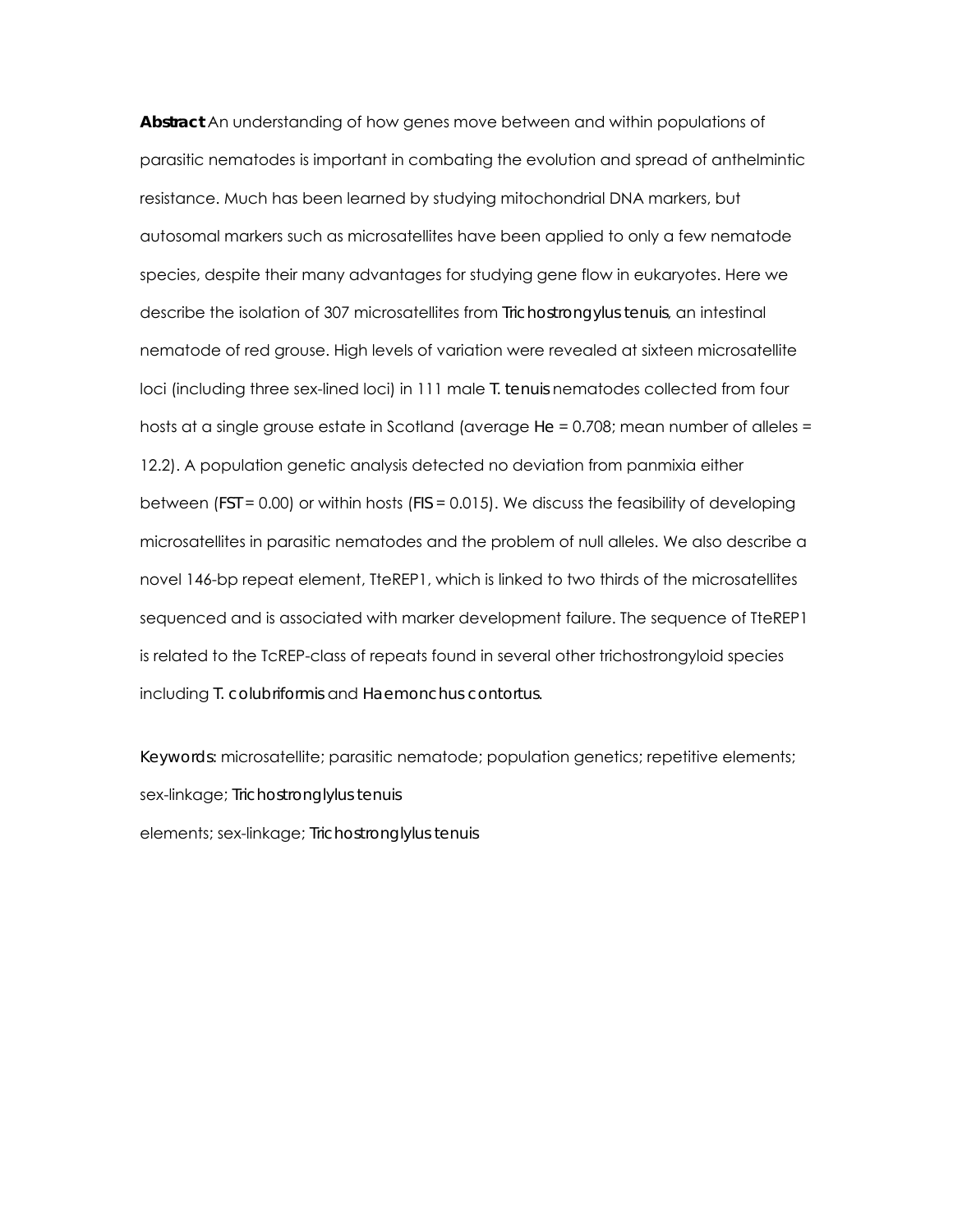**Abstract** An understanding of how genes move between and within populations of parasitic nematodes is important in combating the evolution and spread of anthelmintic resistance. Much has been learned by studying mitochondrial DNA markers, but autosomal markers such as microsatellites have been applied to only a few nematode species, despite their many advantages for studying gene flow in eukaryotes. Here we describe the isolation of 307 microsatellites from *Trichostrongylus tenuis*, an intestinal nematode of red grouse. High levels of variation were revealed at sixteen microsatellite loci (including three sex-lined loci) in 111 male *T. tenuis* nematodes collected from four hosts at a single grouse estate in Scotland (average *He* = 0.708; mean number of alleles = 12.2). A population genetic analysis detected no deviation from panmixia either between (*FST* = 0.00) or within hosts (*FIS* = 0.015). We discuss the feasibility of developing microsatellites in parasitic nematodes and the problem of null alleles. We also describe a novel 146-bp repeat element, TteREP1, which is linked to two thirds of the microsatellites sequenced and is associated with marker development failure. The sequence of TteREP1 is related to the TcREP-class of repeats found in several other trichostrongyloid species including *T. colubriformis* and *Haemonchus contortus*.

*Keywords:* microsatellite; parasitic nematode; population genetics; repetitive elements; sex-linkage; *Trichostronglylus tenuis*

elements; sex-linkage; *Trichostronglylus tenuis*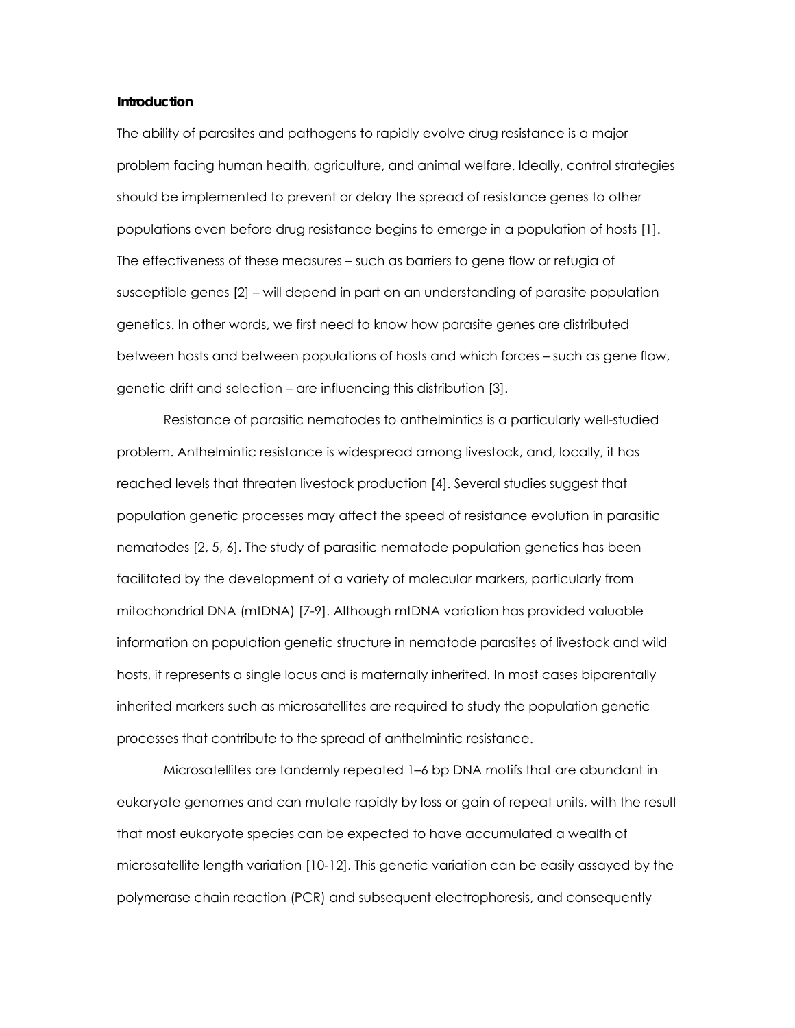**Introduction**

The ability of parasites and pathogens to rapidly evolve drug resistance is a major problem facing human health, agriculture, and animal welfare. Ideally, control strategies should be implemented to prevent or delay the spread of resistance genes to other populations even before drug resistance begins to emerge in a population of hosts [1]. The effectiveness of these measures – such as barriers to gene flow or refugia of susceptible genes [2] – will depend in part on an understanding of parasite population genetics. In other words, we first need to know how parasite genes are distributed between hosts and between populations of hosts and which forces – such as gene flow, genetic drift and selection – are influencing this distribution [3].

Resistance of parasitic nematodes to anthelmintics is a particularly well-studied problem. Anthelmintic resistance is widespread among livestock, and, locally, it has reached levels that threaten livestock production [4]. Several studies suggest that population genetic processes may affect the speed of resistance evolution in parasitic nematodes [2, 5, 6]. The study of parasitic nematode population genetics has been facilitated by the development of a variety of molecular markers, particularly from mitochondrial DNA (mtDNA) [7-9]. Although mtDNA variation has provided valuable information on population genetic structure in nematode parasites of livestock and wild hosts, it represents a single locus and is maternally inherited. In most cases biparentally inherited markers such as microsatellites are required to study the population genetic processes that contribute to the spread of anthelmintic resistance.

Microsatellites are tandemly repeated 1–6 bp DNA motifs that are abundant in eukaryote genomes and can mutate rapidly by loss or gain of repeat units, with the result that most eukaryote species can be expected to have accumulated a wealth of microsatellite length variation [10-12]. This genetic variation can be easily assayed by the polymerase chain reaction (PCR) and subsequent electrophoresis, and consequently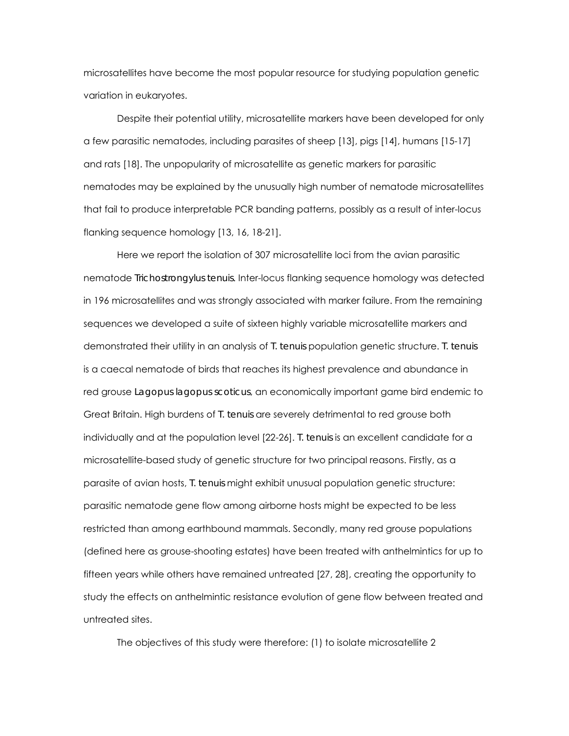microsatellites have become the most popular resource for studying population genetic variation in eukaryotes.

Despite their potential utility, microsatellite markers have been developed for only a few parasitic nematodes, including parasites of sheep [13], pigs [14], humans [15-17] and rats [18]. The unpopularity of microsatellite as genetic markers for parasitic nematodes may be explained by the unusually high number of nematode microsatellites that fail to produce interpretable PCR banding patterns, possibly as a result of inter-locus flanking sequence homology [13, 16, 18-21].

Here we report the isolation of 307 microsatellite loci from the avian parasitic nematode *Trichostrongylus tenuis*. Inter-locus flanking sequence homology was detected in 196 microsatellites and was strongly associated with marker failure. From the remaining sequences we developed a suite of sixteen highly variable microsatellite markers and demonstrated their utility in an analysis of *T. tenuis* population genetic structure. *T. tenuis* is a caecal nematode of birds that reaches its highest prevalence and abundance in red grouse *Lagopus lagopus scoticus*, an economically important game bird endemic to Great Britain. High burdens of *T. tenuis* are severely detrimental to red grouse both individually and at the population level [22-26]. *T. tenuis* is an excellent candidate for a microsatellite-based study of genetic structure for two principal reasons. Firstly, as a parasite of avian hosts, *T. tenuis* might exhibit unusual population genetic structure: parasitic nematode gene flow among airborne hosts might be expected to be less restricted than among earthbound mammals. Secondly, many red grouse populations (defined here as grouse-shooting estates) have been treated with anthelmintics for up to fifteen years while others have remained untreated [27, 28], creating the opportunity to study the effects on anthelmintic resistance evolution of gene flow between treated and untreated sites.

The objectives of this study were therefore: (1) to isolate microsatellite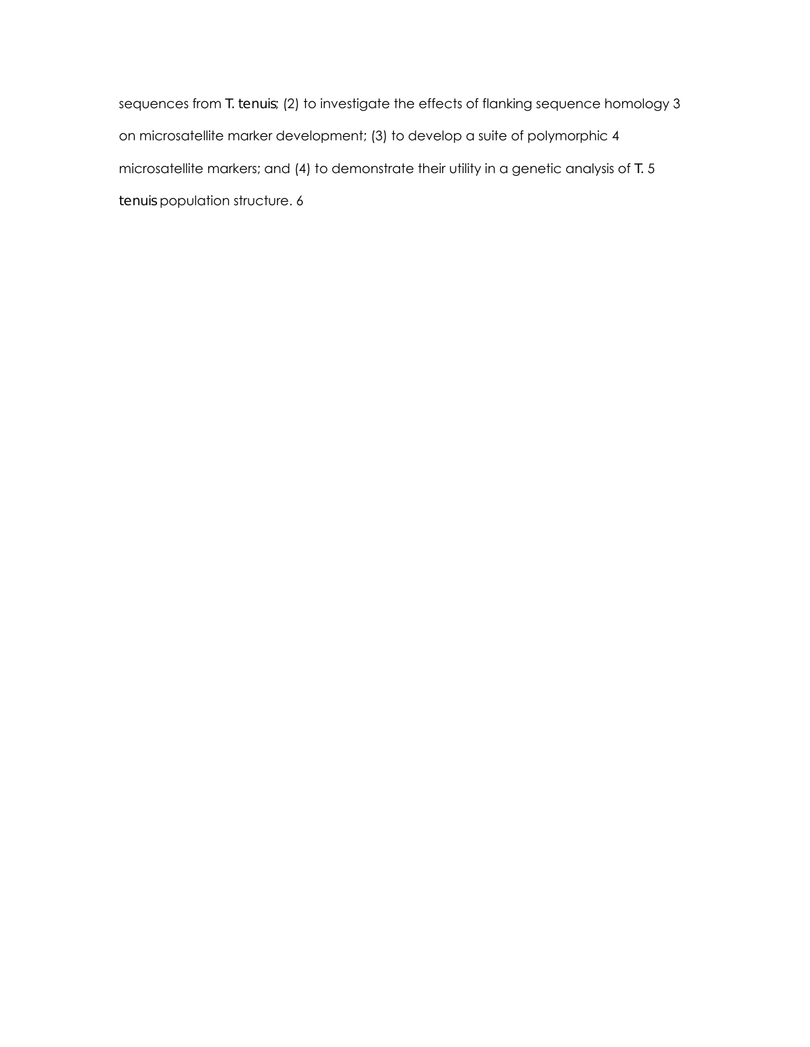sequences from *T. tenuis*; (2) to investigate the effects of flanking sequence homology on microsatellite marker development; (3) to develop a suite of polymorphic microsatellite markers; and (4) to demonstrate their utility in a genetic analysis of *T. tenuis* population structure.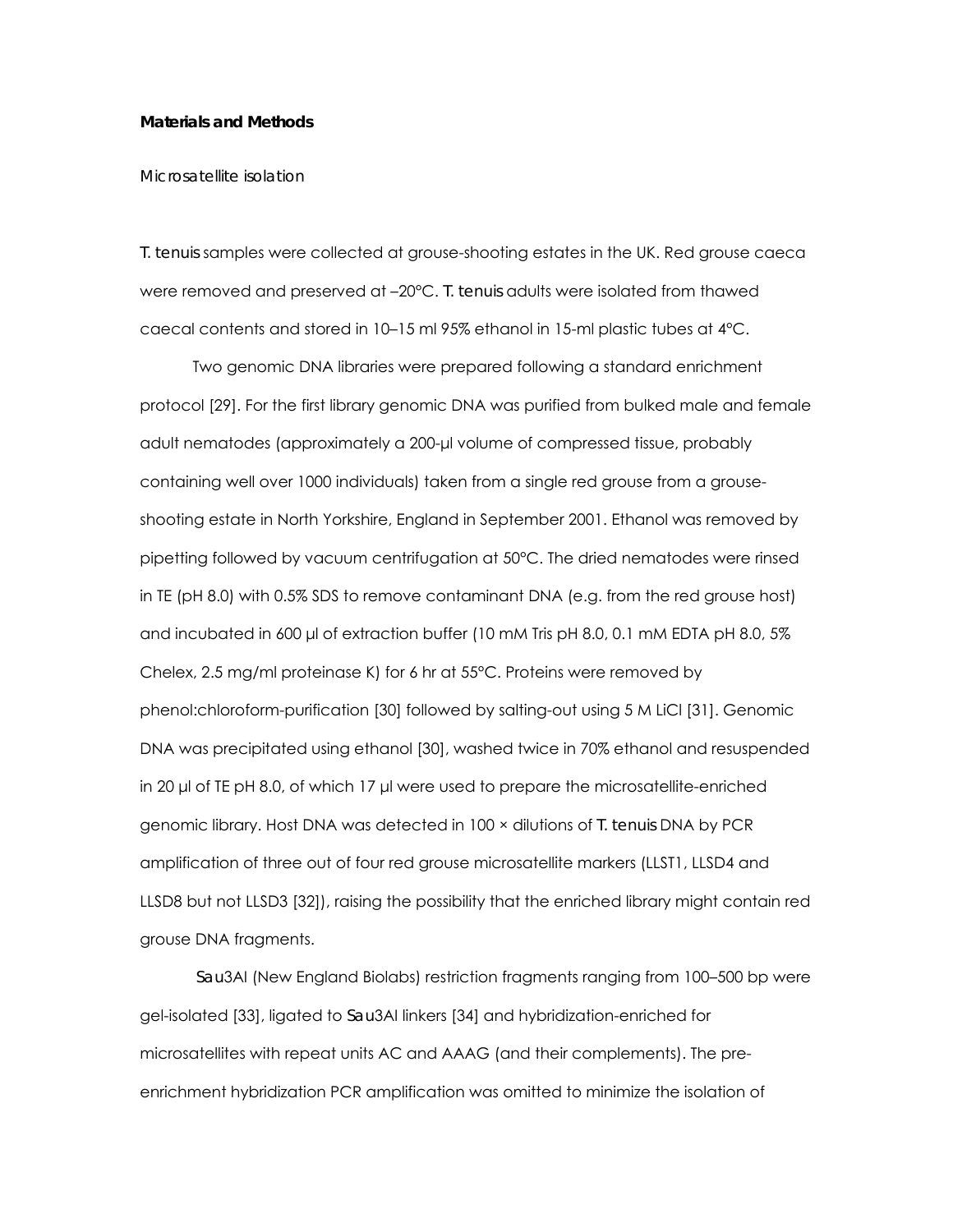**Materials and Methods**

*Microsatellite isolation*

*T. tenuis* samples were collected at grouse-shooting estates in the UK. Red grouse caeca were removed and preserved at –20°C. *T. tenuis* adults were isolated from thawed caecal contents and stored in 10–15 ml 95% ethanol in 15-ml plastic tubes at 4°C.

Two genomic DNA libraries were prepared following a standard enrichment protocol [29]. For the first library genomic DNA was purified from bulked male and female adult nematodes (approximately a 200-µl volume of compressed tissue, probably containing well over 1000 individuals) taken from a single red grouse from a grouse-shooting estate in North Yorkshire, England in September 2001. Ethanol was removed by pipetting followed by vacuum centrifugation at 50°C. The dried nematodes were rinsed in TE (pH 8.0) with 0.5% SDS to remove contaminant DNA (e.g. from the red grouse host) and incubated in 600 µl of extraction buffer (10 mM Tris pH 8.0, 0.1 mM EDTA pH 8.0, 5% Chelex, 2.5 mg/ml proteinase K) for 6 hr at 55°C. Proteins were removed by phenol:chloroform-purification [30] followed by salting-out using 5 M LiCl [31]. Genomic DNA was precipitated using ethanol [30], washed twice in 70% ethanol and resuspended in 20 µl of TE pH 8.0, of which 17 µl were used to prepare the microsatellite-enriched genomic library. Host DNA was detected in 100 × dilutions of *T. tenuis* DNA by PCR amplification of three out of four red grouse microsatellite markers (LLST1, LLSD4 and LLSD8 but not LLSD3 [32]), raising the possibility that the enriched library might contain red grouse DNA fragments.

*Sau*3AI (New England Biolabs) restriction fragments ranging from 100–500 bp were gel-isolated [33], ligated to *Sau*3AI linkers [34] and hybridization-enriched for microsatellites with repeat units AC and AAAG (and their complements). The pre-enrichment hybridization PCR amplification was omitted to minimize the isolation of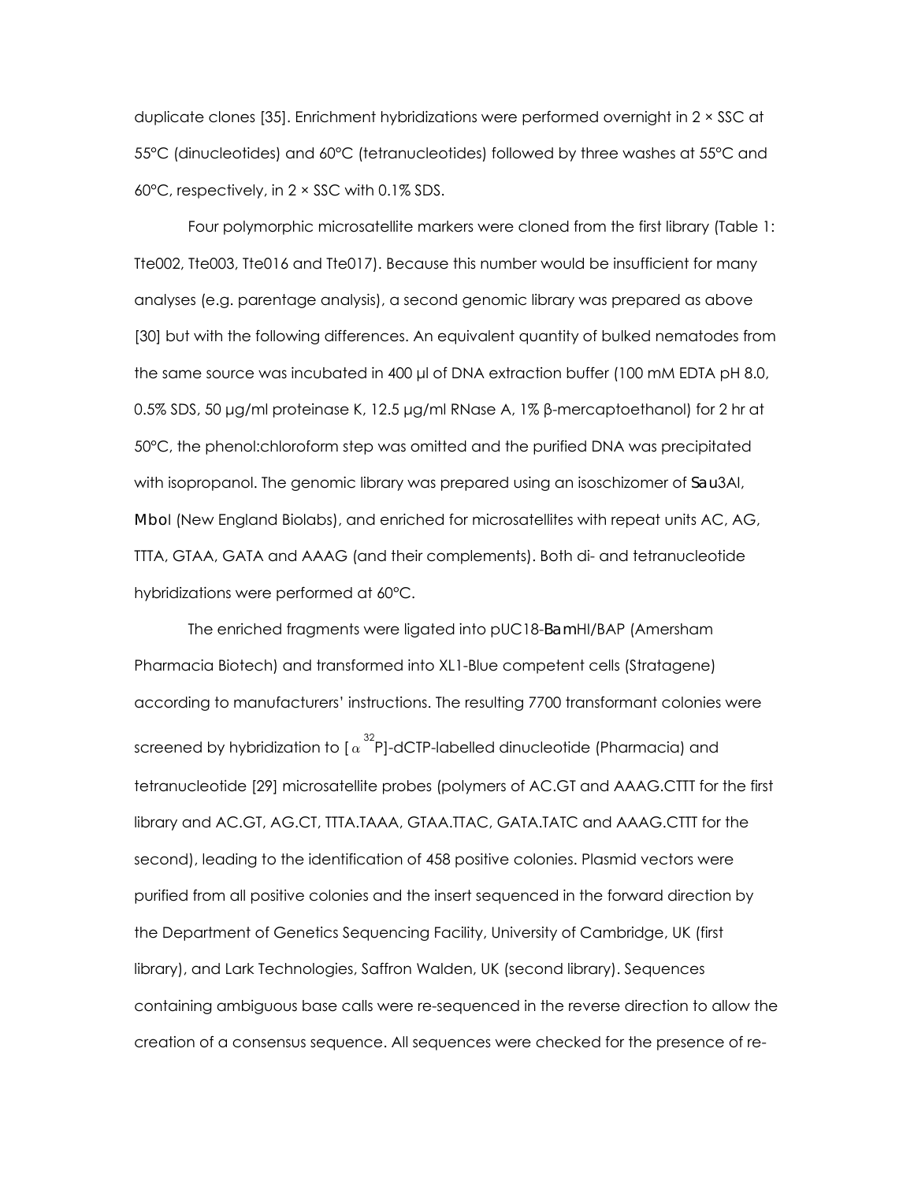duplicate clones [35]. Enrichment hybridizations were performed overnight in 2 × SSC at 55°C (dinucleotides) and 60°C (tetranucleotides) followed by three washes at 55°C and 60°C, respectively, in 2 × SSC with 0.1% SDS.

Four polymorphic microsatellite markers were cloned from the first library (Table 1: Tte002, Tte003, Tte016 and Tte017). Because this number would be insufficient for many analyses (e.g. parentage analysis), a second genomic library was prepared as above [30] but with the following differences. An equivalent quantity of bulked nematodes from the same source was incubated in 400 µl of DNA extraction buffer (100 mM EDTA pH 8.0, 0.5% SDS, 50 µg/ml proteinase K, 12.5 µg/ml RNase A, 1% β-mercaptoethanol) for 2 hr at 50°C, the phenol:chloroform step was omitted and the purified DNA was precipitated with isopropanol. The genomic library was prepared using an isoschizomer of *Sau*3AI, *Mbo*I (New England Biolabs), and enriched for microsatellites with repeat units AC, AG, TTTA, GTAA, GATA and AAAG (and their complements). Both di- and tetranucleotide hybridizations were performed at 60°C.

The enriched fragments were ligated into pUC18-*Bam*HI/BAP (Amersham Pharmacia Biotech) and transformed into XL1-Blue competent cells (Stratagene) according to manufacturers' instructions. The resulting 7700 transformant colonies were screened by hybridization to [$\alpha$ $^{32}$P]-dCTP-labelled dinucleotide (Pharmacia) and tetranucleotide [29] microsatellite probes (polymers of AC.GT and AAAG.CTTT for the first library and AC.GT, AG.CT, TTTA.TAAA, GTAA.TTAC, GATA.TATC and AAAG.CTTT for the second), leading to the identification of 458 positive colonies. Plasmid vectors were purified from all positive colonies and the insert sequenced in the forward direction by the Department of Genetics Sequencing Facility, University of Cambridge, UK (first library), and Lark Technologies, Saffron Walden, UK (second library). Sequences containing ambiguous base calls were re-sequenced in the reverse direction to allow the creation of a consensus sequence. All sequences were checked for the presence of re-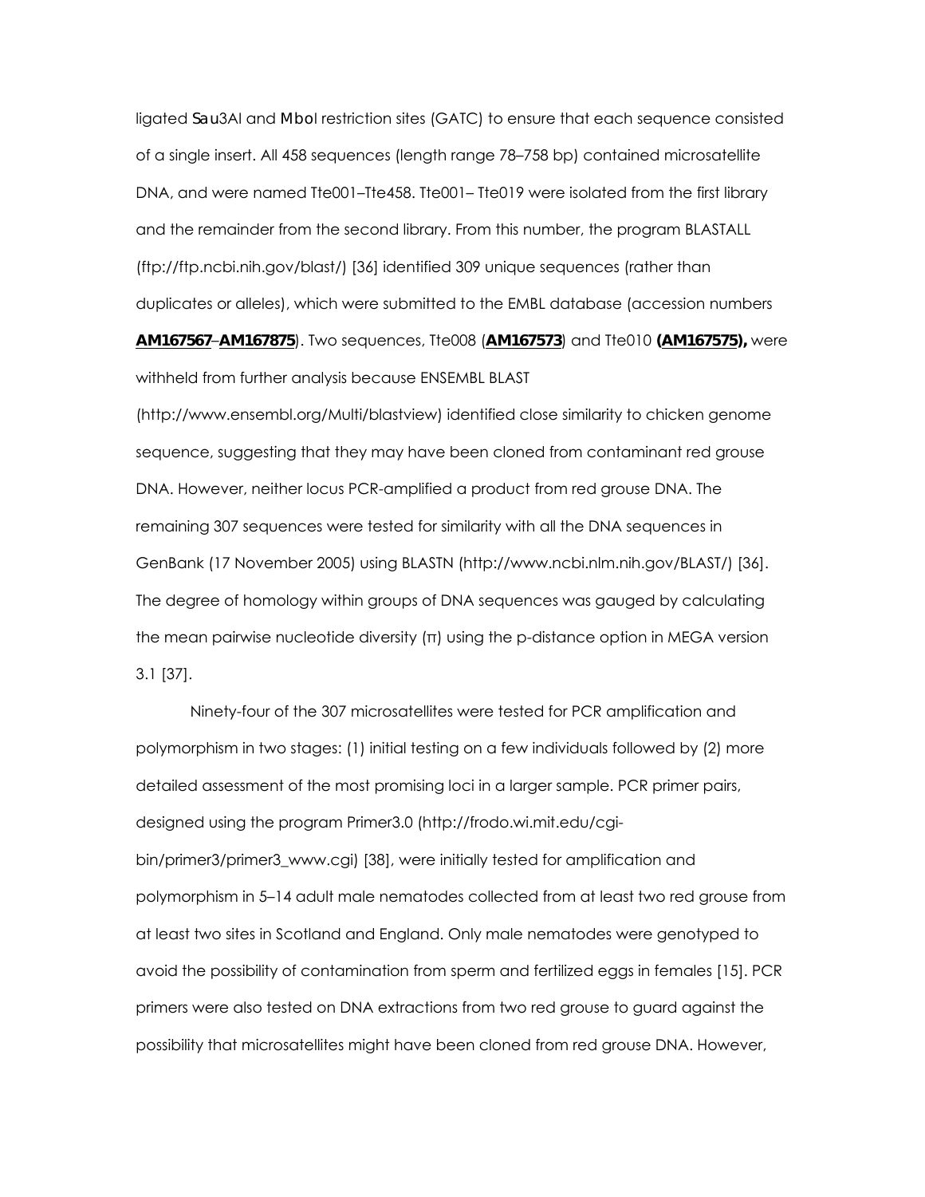ligated *Sau*3AI and *Mbo*I restriction sites (GATC) to ensure that each sequence consisted of a single insert. All 458 sequences (length range 78–758 bp) contained microsatellite DNA, and were named Tte001–Tte458. Tte001– Tte019 were isolated from the first library and the remainder from the second library. From this number, the program BLASTALL (ftp://ftp.ncbi.nih.gov/blast/) [36] identified 309 unique sequences (rather than duplicates or alleles), which were submitted to the EMBL database (accession numbers **AM167567**–**AM167875**). Two sequences, Tte008 (**AM167573**) and Tte010 **(AM167575),** were withheld from further analysis because ENSEMBL BLAST (http://www.ensembl.org/Multi/blastview) identified close similarity to chicken genome sequence, suggesting that they may have been cloned from contaminant red grouse DNA. However, neither locus PCR-amplified a product from red grouse DNA. The remaining 307 sequences were tested for similarity with all the DNA sequences in GenBank (17 November 2005) using BLASTN (http://www.ncbi.nlm.nih.gov/BLAST/) [36]. The degree of homology within groups of DNA sequences was gauged by calculating the mean pairwise nucleotide diversity ($\pi$) using the p-distance option in MEGA version 3.1 [37].

Ninety-four of the 307 microsatellites were tested for PCR amplification and polymorphism in two stages: (1) initial testing on a few individuals followed by (2) more detailed assessment of the most promising loci in a larger sample. PCR primer pairs, designed using the program Primer3.0 (http://frodo.wi.mit.edu/cgi-bin/primer3/primer3_www.cgi) [38], were initially tested for amplification and polymorphism in 5–14 adult male nematodes collected from at least two red grouse from at least two sites in Scotland and England. Only male nematodes were genotyped to avoid the possibility of contamination from sperm and fertilized eggs in females [15]. PCR primers were also tested on DNA extractions from two red grouse to guard against the possibility that microsatellites might have been cloned from red grouse DNA. However,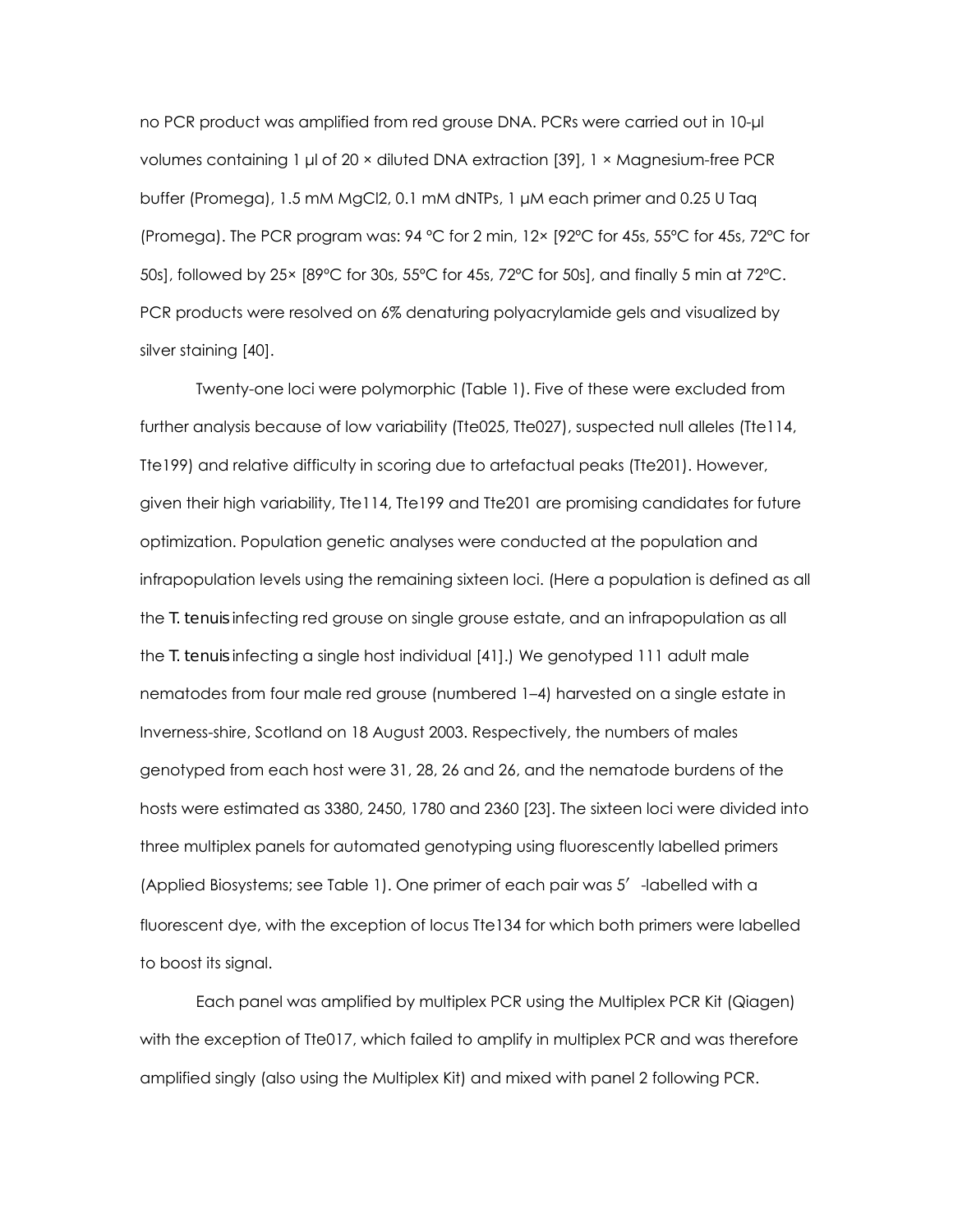no PCR product was amplified from red grouse DNA. PCRs were carried out in 10-µl volumes containing 1 µl of 20 × diluted DNA extraction [39], 1 × Magnesium-free PCR buffer (Promega), 1.5 mM $MgCl_2$, 0.1 mM dNTPs, 1 µM each primer and 0.25 U Taq (Promega). The PCR program was: 94 °C for 2 min, 12× [92°C for 45s, 55°C for 45s, 72°C for 50s], followed by 25× [89°C for 30s, 55°C for 45s, 72°C for 50s], and finally 5 min at 72°C. PCR products were resolved on 6% denaturing polyacrylamide gels and visualized by silver staining [40].

Twenty-one loci were polymorphic (Table 1). Five of these were excluded from further analysis because of low variability (Tte025, Tte027), suspected null alleles (Tte114, Tte199) and relative difficulty in scoring due to artefactual peaks (Tte201). However, given their high variability, Tte114, Tte199 and Tte201 are promising candidates for future optimization. Population genetic analyses were conducted at the population and infrapopulation levels using the remaining sixteen loci. (Here a population is defined as all the *T. tenuis* infecting red grouse on single grouse estate, and an infrapopulation as all the *T. tenuis* infecting a single host individual [41].) We genotyped 111 adult male nematodes from four male red grouse (numbered 1–4) harvested on a single estate in Inverness-shire, Scotland on 18 August 2003. Respectively, the numbers of males genotyped from each host were 31, 28, 26 and 26, and the nematode burdens of the hosts were estimated as 3380, 2450, 1780 and 2360 [23]. The sixteen loci were divided into three multiplex panels for automated genotyping using fluorescently labelled primers (Applied Biosystems; see Table 1). One primer of each pair was 5′-labelled with a fluorescent dye, with the exception of locus Tte134 for which both primers were labelled to boost its signal.

Each panel was amplified by multiplex PCR using the Multiplex PCR Kit (Qiagen) with the exception of Tte017, which failed to amplify in multiplex PCR and was therefore amplified singly (also using the Multiplex Kit) and mixed with panel 2 following PCR.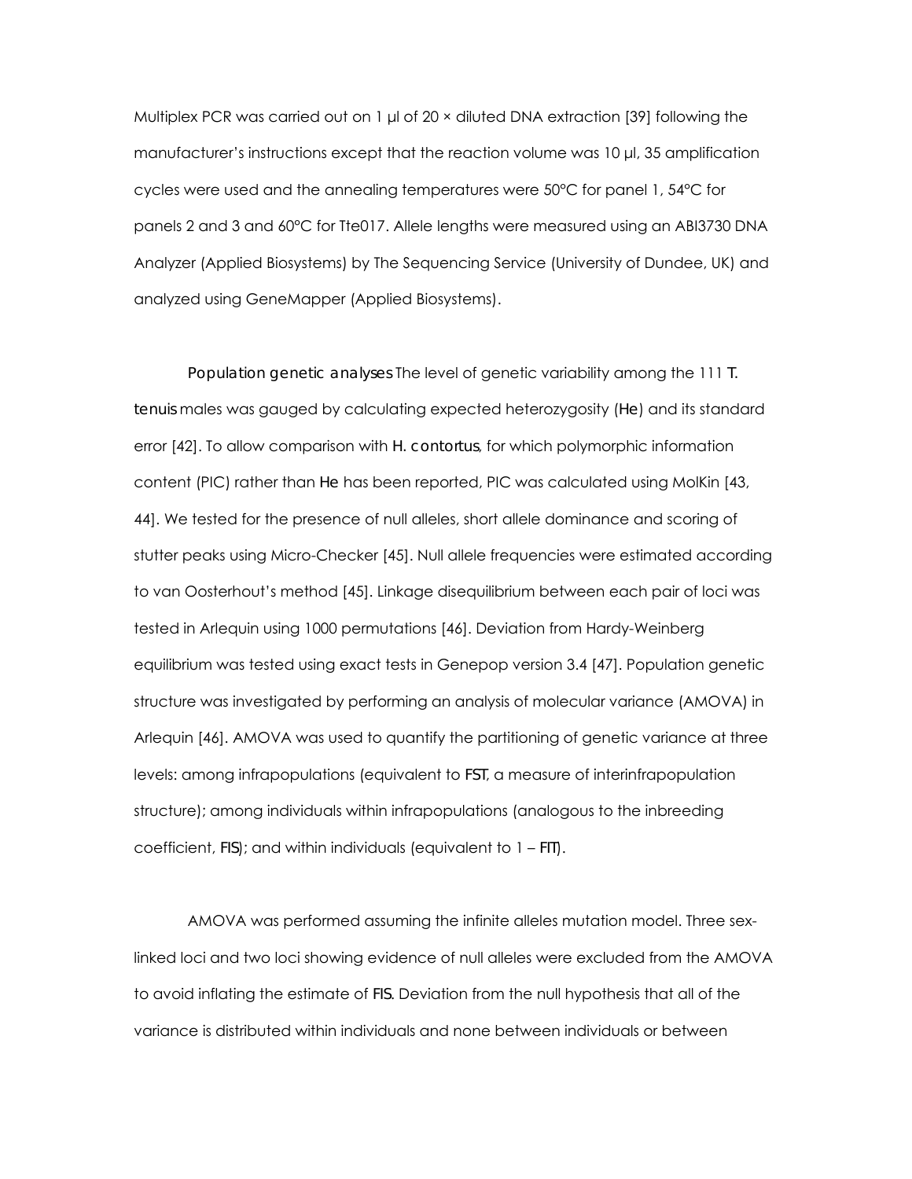Multiplex PCR was carried out on 1 µl of 20 × diluted DNA extraction [39] following the manufacturer's instructions except that the reaction volume was 10 µl, 35 amplification cycles were used and the annealing temperatures were 50°C for panel 1, 54°C for panels 2 and 3 and 60°C for Tte017. Allele lengths were measured using an ABI3730 DNA Analyzer (Applied Biosystems) by The Sequencing Service (University of Dundee, UK) and analyzed using GeneMapper (Applied Biosystems).

*Population genetic analyses* The level of genetic variability among the 111 *T. tenuis* males was gauged by calculating expected heterozygosity ($H_e$) and its standard error [42]. To allow comparison with *H. contortus*, for which polymorphic information content (PIC) rather than $H_e$ has been reported, PIC was calculated using MolKin [43, 44]. We tested for the presence of null alleles, short allele dominance and scoring of stutter peaks using Micro-Checker [45]. Null allele frequencies were estimated according to van Oosterhout's method [45]. Linkage disequilibrium between each pair of loci was tested in Arlequin using 1000 permutations [46]. Deviation from Hardy-Weinberg equilibrium was tested using exact tests in Genepop version 3.4 [47]. Population genetic structure was investigated by performing an analysis of molecular variance (AMOVA) in Arlequin [46]. AMOVA was used to quantify the partitioning of genetic variance at three levels: among infrapopulations (equivalent to $F_{ST}$, a measure of interinfrapopulation structure); among individuals within infrapopulations (analogous to the inbreeding coefficient, $F_{IS}$); and within individuals (equivalent to $1 - F_{IT}$).

AMOVA was performed assuming the infinite alleles mutation model. Three sex-linked loci and two loci showing evidence of null alleles were excluded from the AMOVA to avoid inflating the estimate of $F_{IS}$. Deviation from the null hypothesis that all of the variance is distributed within individuals and none between individuals or between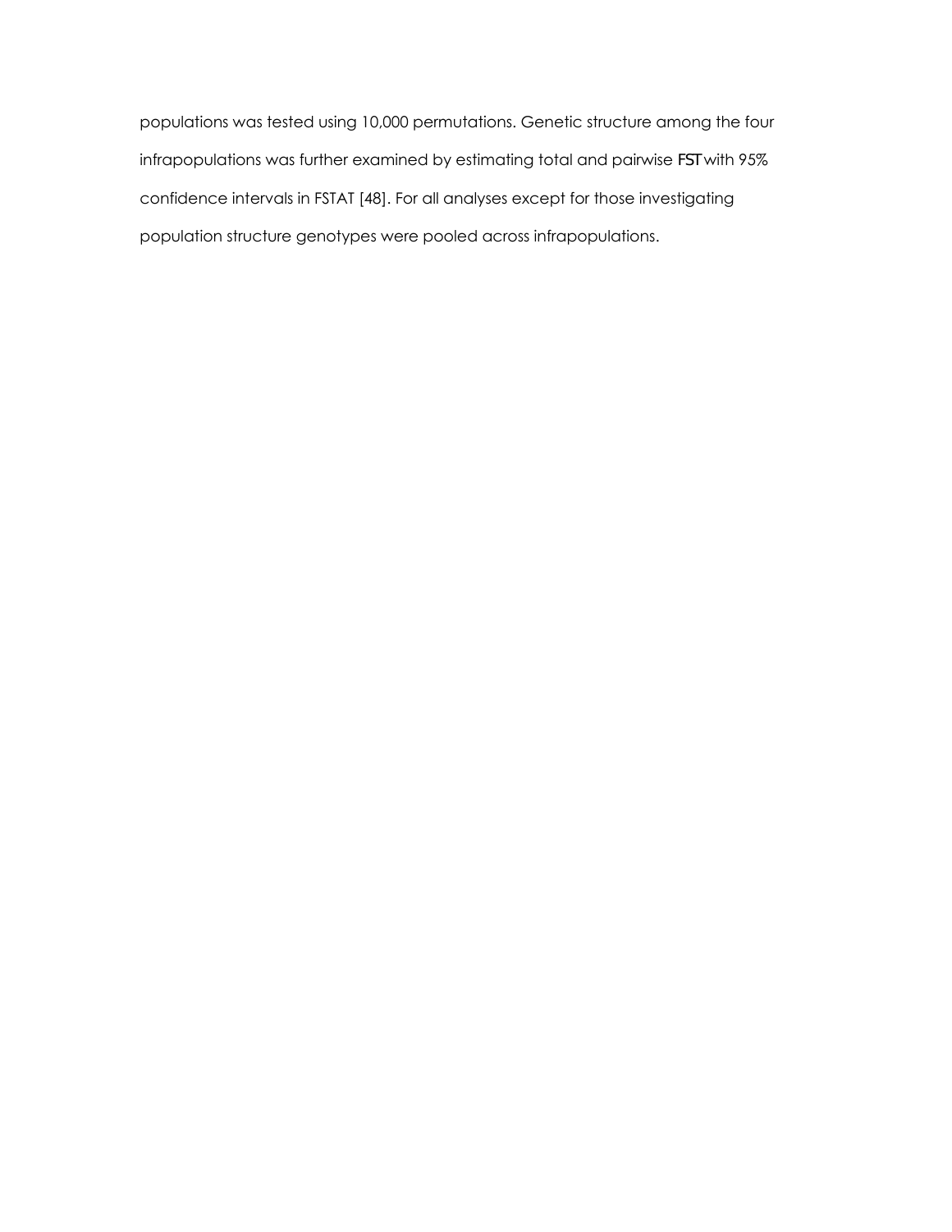populations was tested using 10,000 permutations. Genetic structure among the four infrapopulations was further examined by estimating total and pairwise $F_{ST}$ with 95% confidence intervals in FSTAT [48]. For all analyses except for those investigating population structure genotypes were pooled across infrapopulations.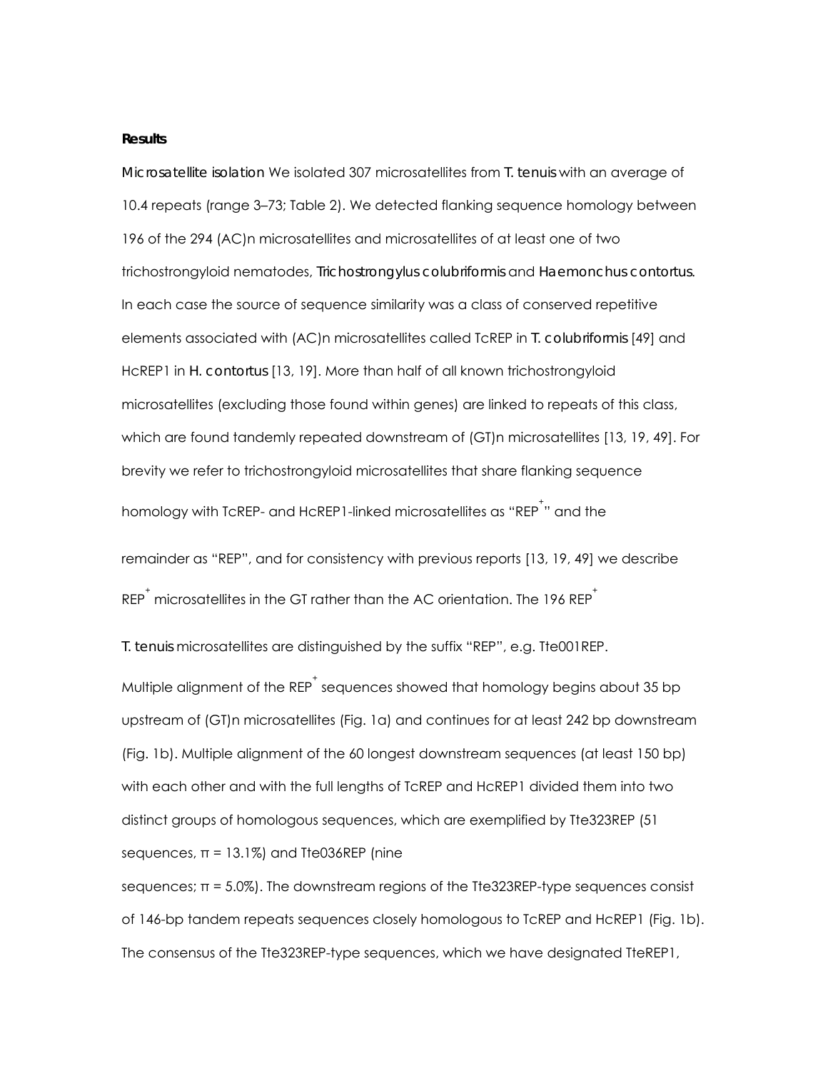**Results**

*Microsatellite isolation* We isolated 307 microsatellites from *T. tenuis* with an average of 10.4 repeats (range 3–73; Table 2). We detected flanking sequence homology between 196 of the 294 (AC)n microsatellites and microsatellites of at least one of two trichostrongyloid nematodes, *Trichostrongylus colubriformis* and *Haemonchus contortus*. In each case the source of sequence similarity was a class of conserved repetitive elements associated with (AC)n microsatellites called TcREP in *T. colubriformis* [49] and HcREP1 in *H. contortus* [13, 19]. More than half of all known trichostrongyloid microsatellites (excluding those found within genes) are linked to repeats of this class, which are found tandemly repeated downstream of (GT)n microsatellites [13, 19, 49]. For brevity we refer to trichostrongyloid microsatellites that share flanking sequence homology with TcREP- and HcREP1-linked microsatellites as "REP$^+$" and the remainder as "REP", and for consistency with previous reports [13, 19, 49] we describe REP$^+$ microsatellites in the GT rather than the AC orientation. The 196 REP$^+$ *T. tenuis* microsatellites are distinguished by the suffix "REP", e.g. Tte001REP.

Multiple alignment of the REP$^+$ sequences showed that homology begins about 35 bp upstream of (GT)n microsatellites (Fig. 1a) and continues for at least 242 bp downstream (Fig. 1b). Multiple alignment of the 60 longest downstream sequences (at least 150 bp) with each other and with the full lengths of TcREP and HcREP1 divided them into two distinct groups of homologous sequences, which are exemplified by Tte323REP (51 sequences, $\pi$ = 13.1%) and Tte036REP (nine sequences; $\pi$ = 5.0%). The downstream regions of the Tte323REP-type sequences consist of 146-bp tandem repeats sequences closely homologous to TcREP and HcREP1 (Fig. 1b). The consensus of the Tte323REP-type sequences, which we have designated TteREP1,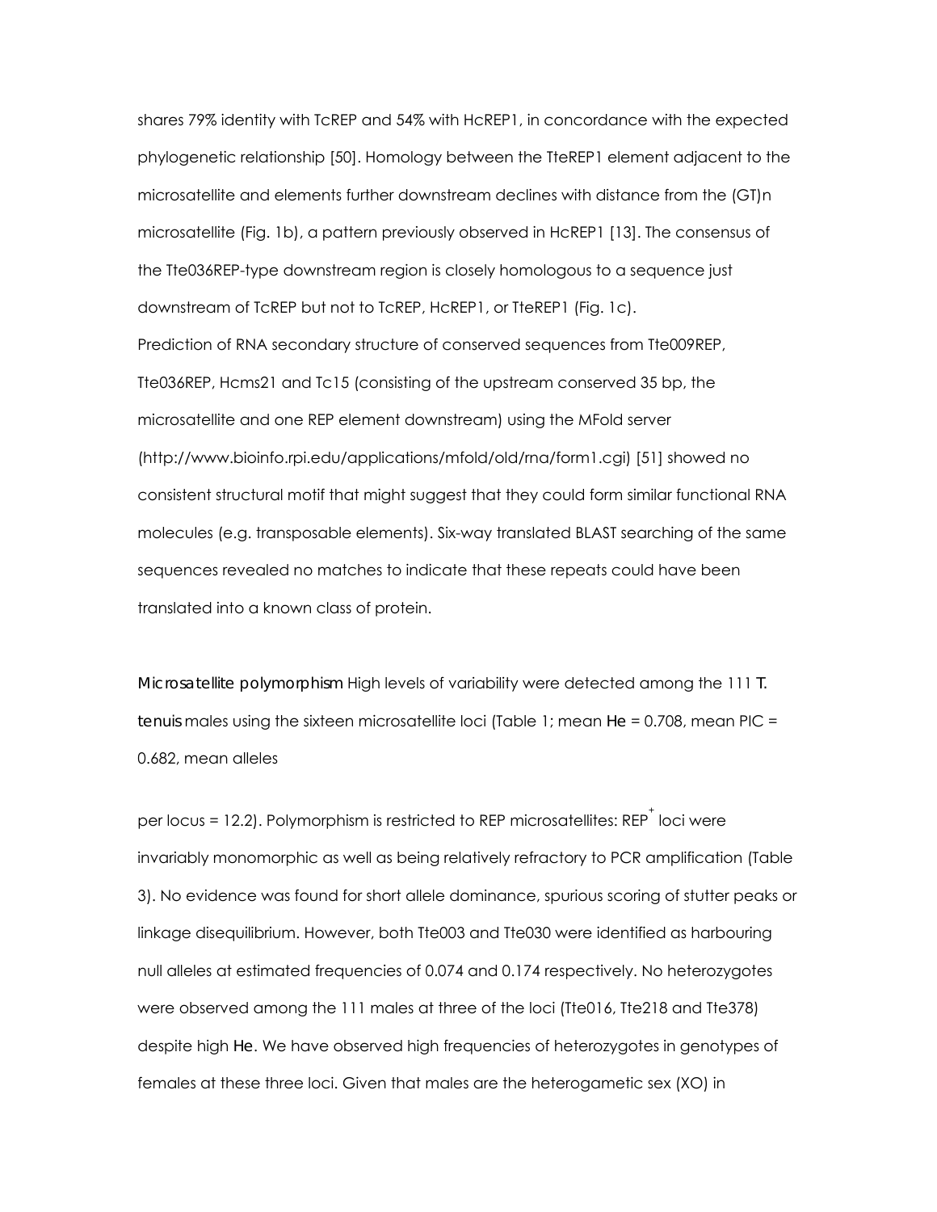shares 79% identity with TcREP and 54% with HcREP1, in concordance with the expected phylogenetic relationship [50]. Homology between the TteREP1 element adjacent to the microsatellite and elements further downstream declines with distance from the (GT)n microsatellite (Fig. 1b), a pattern previously observed in HcREP1 [13]. The consensus of the Tte036REP-type downstream region is closely homologous to a sequence just downstream of TcREP but not to TcREP, HcREP1, or TteREP1 (Fig. 1c).

Prediction of RNA secondary structure of conserved sequences from Tte009REP, Tte036REP, Hcms21 and Tc15 (consisting of the upstream conserved 35 bp, the microsatellite and one REP element downstream) using the MFold server (http://www.bioinfo.rpi.edu/applications/mfold/old/rna/form1.cgi) [51] showed no consistent structural motif that might suggest that they could form similar functional RNA molecules (e.g. transposable elements). Six-way translated BLAST searching of the same sequences revealed no matches to indicate that these repeats could have been translated into a known class of protein.

*Microsatellite polymorphism* High levels of variability were detected among the 111 *T. tenuis* males using the sixteen microsatellite loci (Table 1; mean *He* = 0.708, mean PIC = 0.682, mean alleles per locus = 12.2). Polymorphism is restricted to REP microsatellites: REP$^{+}$ loci were invariably monomorphic as well as being relatively refractory to PCR amplification (Table 3). No evidence was found for short allele dominance, spurious scoring of stutter peaks or linkage disequilibrium. However, both Tte003 and Tte030 were identified as harbouring null alleles at estimated frequencies of 0.074 and 0.174 respectively. No heterozygotes were observed among the 111 males at three of the loci (Tte016, Tte218 and Tte378) despite high *He*. We have observed high frequencies of heterozygotes in genotypes of females at these three loci. Given that males are the heterogametic sex (XO) in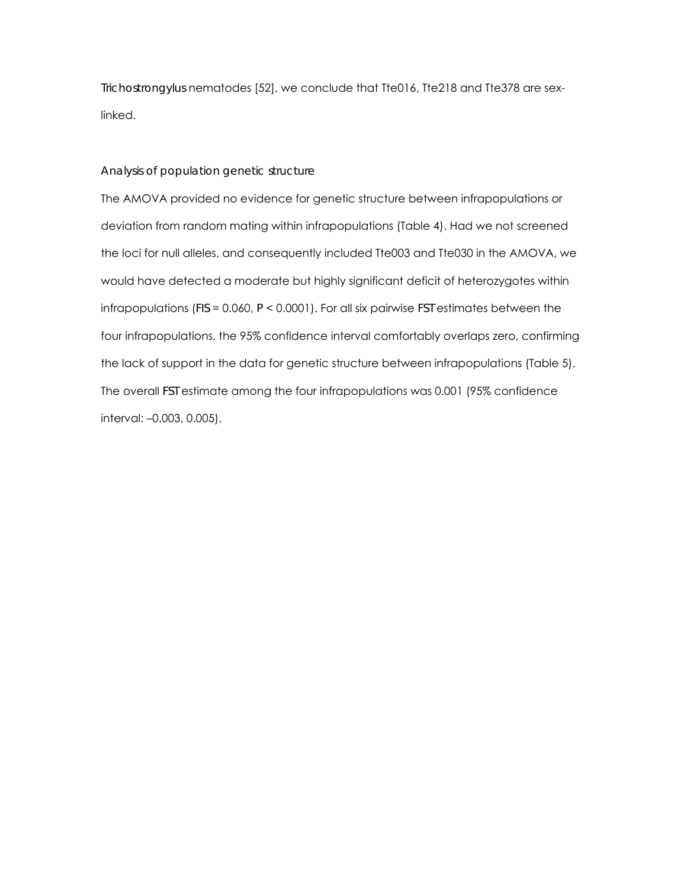*Trichostrongylus* nematodes [52], we conclude that Tte016, Tte218 and Tte378 are sex-linked.

### Analysis of population genetic structure

The AMOVA provided no evidence for genetic structure between infrapopulations or deviation from random mating within infrapopulations (Table 4). Had we not screened the loci for null alleles, and consequently included Tte003 and Tte030 in the AMOVA, we would have detected a moderate but highly significant deficit of heterozygotes within infrapopulations ($F_{IS}$ = 0.060, $P$ < 0.0001). For all six pairwise $F_{ST}$ estimates between the four infrapopulations, the 95% confidence interval comfortably overlaps zero, confirming the lack of support in the data for genetic structure between infrapopulations (Table 5). The overall $F_{ST}$ estimate among the four infrapopulations was 0.001 (95% confidence interval: –0.003, 0.005).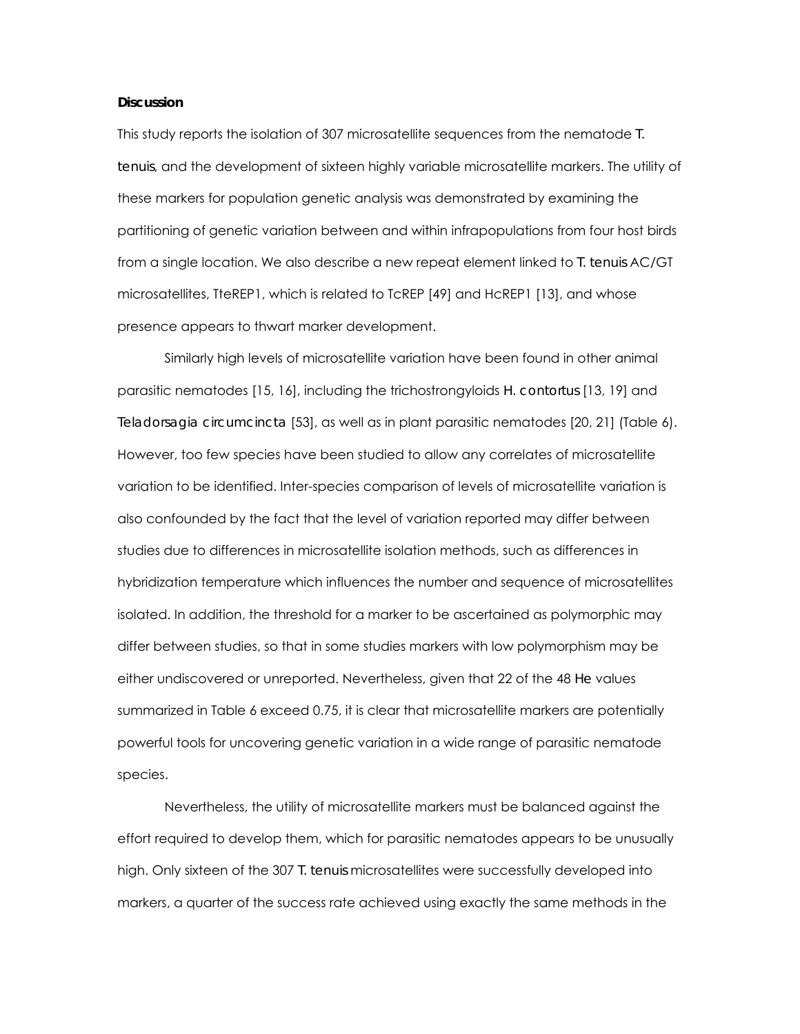**Discussion**

This study reports the isolation of 307 microsatellite sequences from the nematode *T. tenuis*, and the development of sixteen highly variable microsatellite markers. The utility of these markers for population genetic analysis was demonstrated by examining the partitioning of genetic variation between and within infrapopulations from four host birds from a single location. We also describe a new repeat element linked to *T. tenuis* AC/GT microsatellites, TteREP1, which is related to TcREP [49] and HcREP1 [13], and whose presence appears to thwart marker development.

Similarly high levels of microsatellite variation have been found in other animal parasitic nematodes [15, 16], including the trichostrongyloids *H. contortus* [13, 19] and *Teladorsagia circumcincta* [53], as well as in plant parasitic nematodes [20, 21] (Table 6). However, too few species have been studied to allow any correlates of microsatellite variation to be identified. Inter-species comparison of levels of microsatellite variation is also confounded by the fact that the level of variation reported may differ between studies due to differences in microsatellite isolation methods, such as differences in hybridization temperature which influences the number and sequence of microsatellites isolated. In addition, the threshold for a marker to be ascertained as polymorphic may differ between studies, so that in some studies markers with low polymorphism may be either undiscovered or unreported. Nevertheless, given that 22 of the 48 *He* values summarized in Table 6 exceed 0.75, it is clear that microsatellite markers are potentially powerful tools for uncovering genetic variation in a wide range of parasitic nematode species.

Nevertheless, the utility of microsatellite markers must be balanced against the effort required to develop them, which for parasitic nematodes appears to be unusually high. Only sixteen of the 307 *T. tenuis* microsatellites were successfully developed into markers, a quarter of the success rate achieved using exactly the same methods in the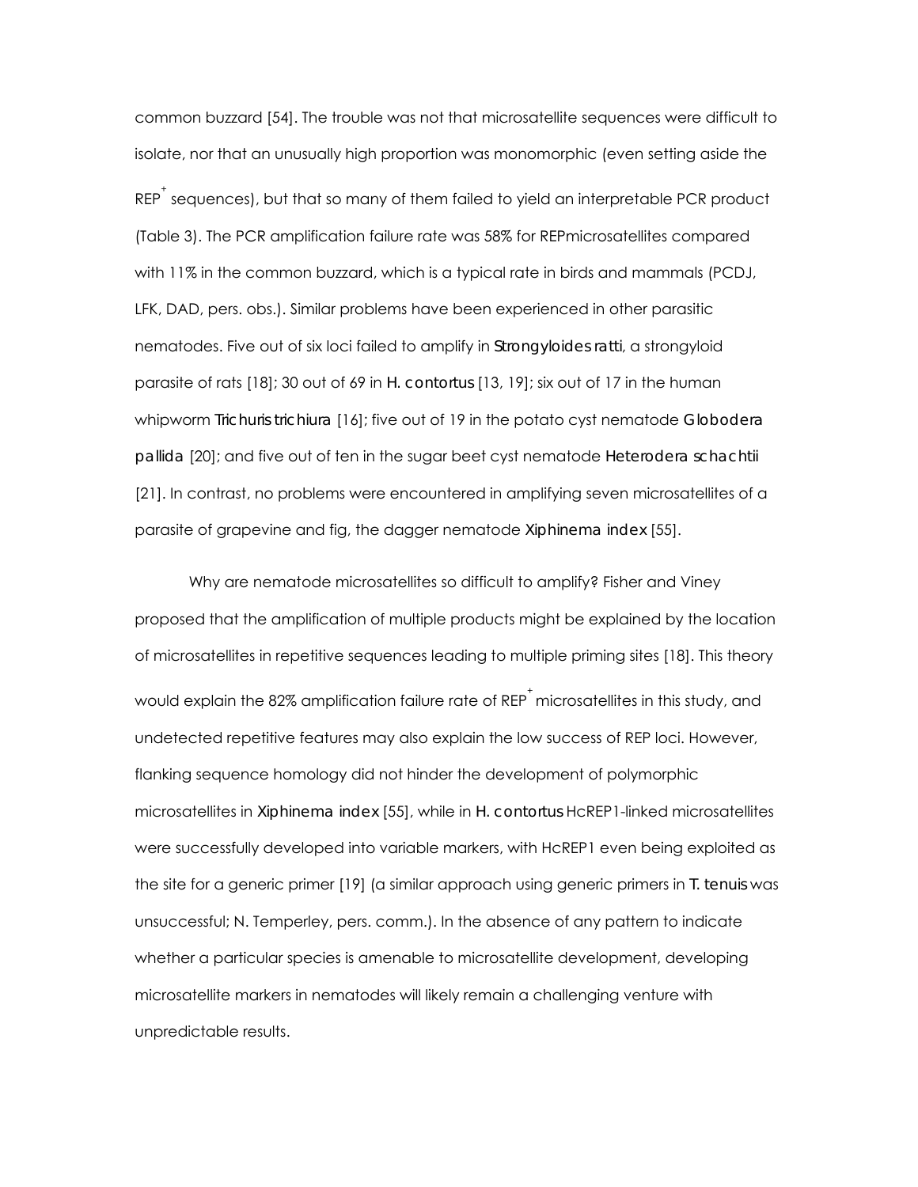common buzzard [54]. The trouble was not that microsatellite sequences were difficult to isolate, nor that an unusually high proportion was monomorphic (even setting aside the REP$^{+}$ sequences), but that so many of them failed to yield an interpretable PCR product (Table 3). The PCR amplification failure rate was 58% for REPmicrosatellites compared with 11% in the common buzzard, which is a typical rate in birds and mammals (PCDJ, LFK, DAD, pers. obs.). Similar problems have been experienced in other parasitic nematodes. Five out of six loci failed to amplify in *Strongyloides ratti*, a strongyloid parasite of rats [18]; 30 out of 69 in *H. contortus* [13, 19]; six out of 17 in the human whipworm *Trichuris trichiura* [16]; five out of 19 in the potato cyst nematode *Globodera pallida* [20]; and five out of ten in the sugar beet cyst nematode *Heterodera schachtii* [21]. In contrast, no problems were encountered in amplifying seven microsatellites of a parasite of grapevine and fig, the dagger nematode *Xiphinema index* [55].

Why are nematode microsatellites so difficult to amplify? Fisher and Viney proposed that the amplification of multiple products might be explained by the location of microsatellites in repetitive sequences leading to multiple priming sites [18]. This theory would explain the 82% amplification failure rate of REP$^{+}$ microsatellites in this study, and undetected repetitive features may also explain the low success of REP loci. However, flanking sequence homology did not hinder the development of polymorphic microsatellites in *Xiphinema index* [55], while in *H. contortus* HcREP1-linked microsatellites were successfully developed into variable markers, with HcREP1 even being exploited as the site for a generic primer [19] (a similar approach using generic primers in *T. tenuis* was unsuccessful; N. Temperley, pers. comm.). In the absence of any pattern to indicate whether a particular species is amenable to microsatellite development, developing microsatellite markers in nematodes will likely remain a challenging venture with unpredictable results.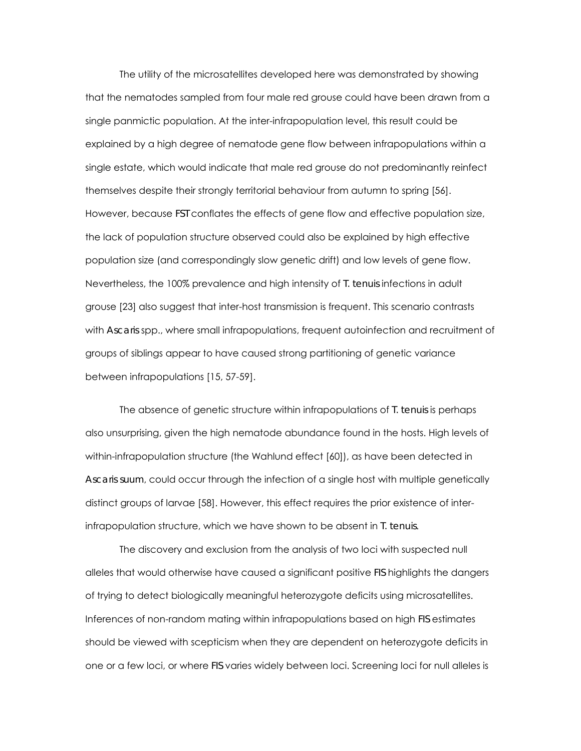The utility of the microsatellites developed here was demonstrated by showing that the nematodes sampled from four male red grouse could have been drawn from a single panmictic population. At the inter-infrapopulation level, this result could be explained by a high degree of nematode gene flow between infrapopulations within a single estate, which would indicate that male red grouse do not predominantly reinfect themselves despite their strongly territorial behaviour from autumn to spring [56]. However, because $F_{ST}$ conflates the effects of gene flow and effective population size, the lack of population structure observed could also be explained by high effective population size (and correspondingly slow genetic drift) and low levels of gene flow. Nevertheless, the 100% prevalence and high intensity of *T. tenuis* infections in adult grouse [23] also suggest that inter-host transmission is frequent. This scenario contrasts with *Ascaris* spp., where small infrapopulations, frequent autoinfection and recruitment of groups of siblings appear to have caused strong partitioning of genetic variance between infrapopulations [15, 57-59].

The absence of genetic structure within infrapopulations of *T. tenuis* is perhaps also unsurprising, given the high nematode abundance found in the hosts. High levels of within-infrapopulation structure (the Wahlund effect [60]), as have been detected in *Ascaris suum*, could occur through the infection of a single host with multiple genetically distinct groups of larvae [58]. However, this effect requires the prior existence of inter-infrapopulation structure, which we have shown to be absent in *T. tenuis*.

The discovery and exclusion from the analysis of two loci with suspected null alleles that would otherwise have caused a significant positive $F_{IS}$ highlights the dangers of trying to detect biologically meaningful heterozygote deficits using microsatellites. Inferences of non-random mating within infrapopulations based on high $F_{IS}$ estimates should be viewed with scepticism when they are dependent on heterozygote deficits in one or a few loci, or where $F_{IS}$ varies widely between loci. Screening loci for null alleles is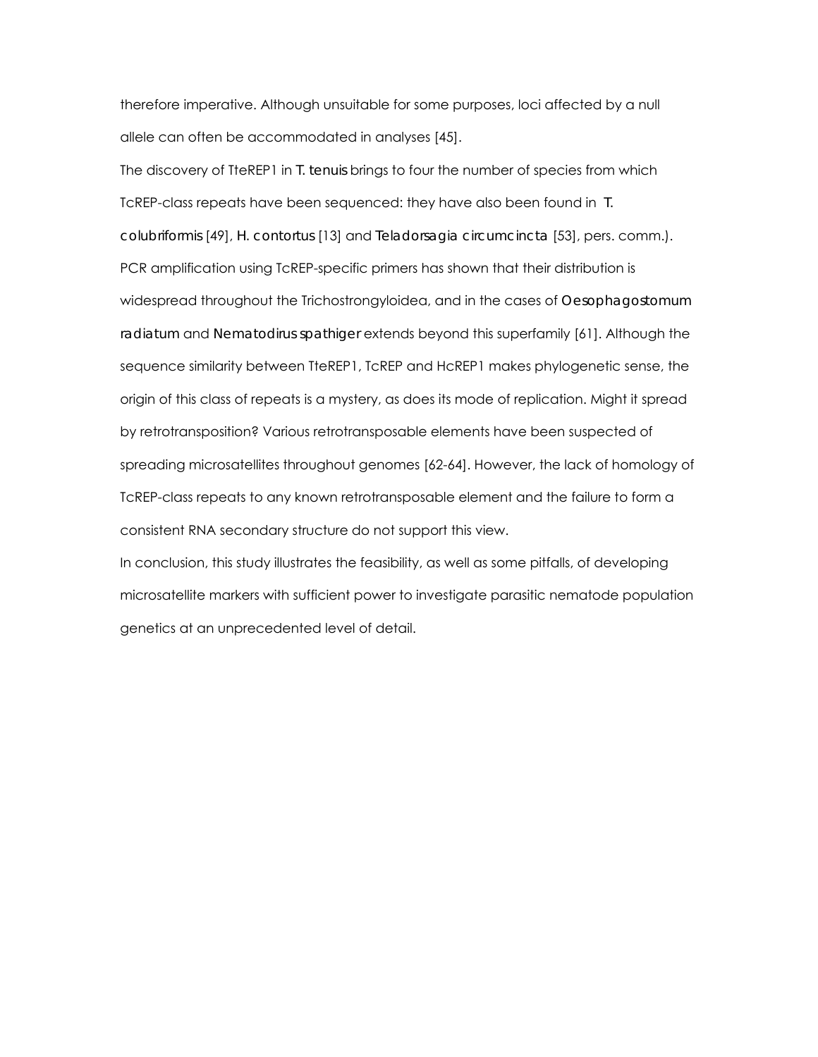therefore imperative. Although unsuitable for some purposes, loci affected by a null allele can often be accommodated in analyses [45].

The discovery of TteREP1 in *T. tenuis* brings to four the number of species from which TcREP-class repeats have been sequenced: they have also been found in *T. colubriformis* [49], *H. contortus* [13] and *Teladorsagia circumcincta* [53], pers. comm.). PCR amplification using TcREP-specific primers has shown that their distribution is widespread throughout the Trichostrongyloidea, and in the cases of *Oesophagostomum radiatum* and *Nematodirus spathiger* extends beyond this superfamily [61]. Although the sequence similarity between TteREP1, TcREP and HcREP1 makes phylogenetic sense, the origin of this class of repeats is a mystery, as does its mode of replication. Might it spread by retrotransposition? Various retrotransposable elements have been suspected of spreading microsatellites throughout genomes [62-64]. However, the lack of homology of TcREP-class repeats to any known retrotransposable element and the failure to form a consistent RNA secondary structure do not support this view.

In conclusion, this study illustrates the feasibility, as well as some pitfalls, of developing microsatellite markers with sufficient power to investigate parasitic nematode population genetics at an unprecedented level of detail.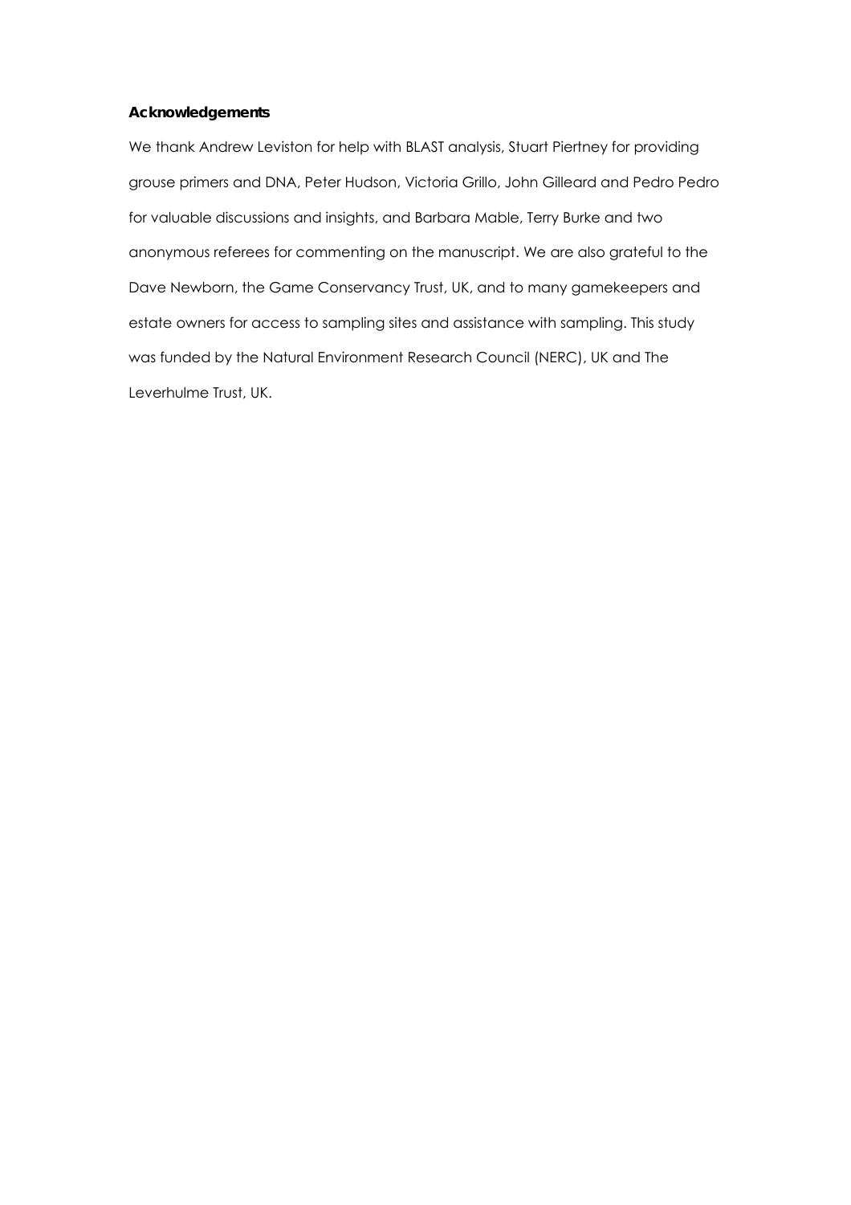**Acknowledgements**

We thank Andrew Leviston for help with BLAST analysis, Stuart Piertney for providing grouse primers and DNA, Peter Hudson, Victoria Grillo, John Gilleard and Pedro Pedro for valuable discussions and insights, and Barbara Mable, Terry Burke and two anonymous referees for commenting on the manuscript. We are also grateful to the Dave Newborn, the Game Conservancy Trust, UK, and to many gamekeepers and estate owners for access to sampling sites and assistance with sampling. This study was funded by the Natural Environment Research Council (NERC), UK and The Leverhulme Trust, UK.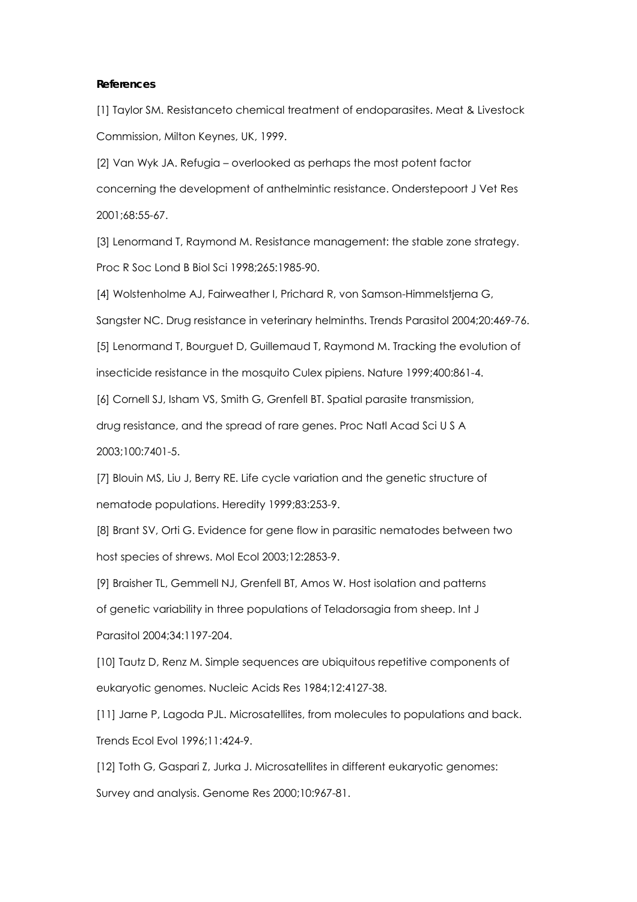**References**

[1] Taylor SM. Resistanceto chemical treatment of endoparasites. Meat & Livestock Commission, Milton Keynes, UK, 1999.

[2] Van Wyk JA. Refugia – overlooked as perhaps the most potent factor concerning the development of anthelmintic resistance. Onderstepoort J Vet Res 2001;68:55-67.

[3] Lenormand T, Raymond M. Resistance management: the stable zone strategy. Proc R Soc Lond B Biol Sci 1998;265:1985-90.

[4] Wolstenholme AJ, Fairweather I, Prichard R, von Samson-Himmelstjerna G, Sangster NC. Drug resistance in veterinary helminths. Trends Parasitol 2004;20:469-76.

[5] Lenormand T, Bourguet D, Guillemaud T, Raymond M. Tracking the evolution of insecticide resistance in the mosquito Culex pipiens. Nature 1999;400:861-4.

[6] Cornell SJ, Isham VS, Smith G, Grenfell BT. Spatial parasite transmission, drug resistance, and the spread of rare genes. Proc Natl Acad Sci U S A 2003;100:7401-5.

[7] Blouin MS, Liu J, Berry RE. Life cycle variation and the genetic structure of nematode populations. Heredity 1999;83:253-9.

[8] Brant SV, Orti G. Evidence for gene flow in parasitic nematodes between two host species of shrews. Mol Ecol 2003;12:2853-9.

[9] Braisher TL, Gemmell NJ, Grenfell BT, Amos W. Host isolation and patterns of genetic variability in three populations of Teladorsagia from sheep. Int J Parasitol 2004;34:1197-204.

[10] Tautz D, Renz M. Simple sequences are ubiquitous repetitive components of eukaryotic genomes. Nucleic Acids Res 1984;12:4127-38.

[11] Jarne P, Lagoda PJL. Microsatellites, from molecules to populations and back. Trends Ecol Evol 1996;11:424-9.

[12] Toth G, Gaspari Z, Jurka J. Microsatellites in different eukaryotic genomes: Survey and analysis. Genome Res 2000;10:967-81.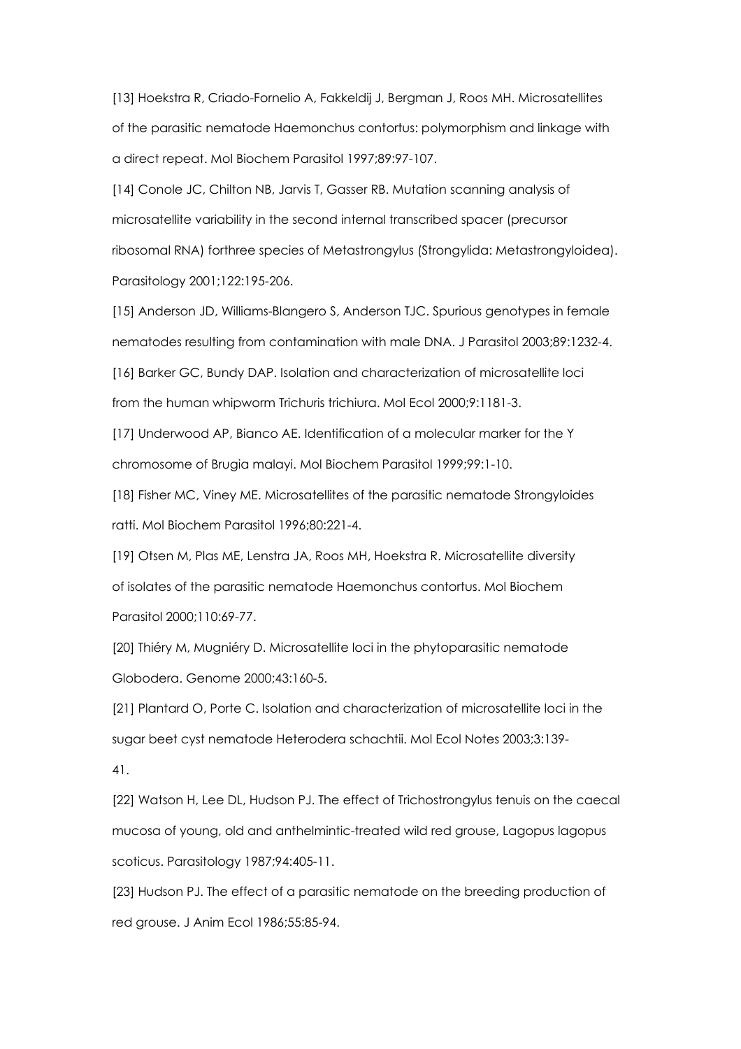[13] Hoekstra R, Criado-Fornelio A, Fakkeldij J, Bergman J, Roos MH. Microsatellites of the parasitic nematode Haemonchus contortus: polymorphism and linkage with a direct repeat. Mol Biochem Parasitol 1997;89:97-107.

[14] Conole JC, Chilton NB, Jarvis T, Gasser RB. Mutation scanning analysis of microsatellite variability in the second internal transcribed spacer (precursor ribosomal RNA) forthree species of Metastrongylus (Strongylida: Metastrongyloidea). Parasitology 2001;122:195-206.

[15] Anderson JD, Williams-Blangero S, Anderson TJC. Spurious genotypes in female nematodes resulting from contamination with male DNA. J Parasitol 2003;89:1232-4.

[16] Barker GC, Bundy DAP. Isolation and characterization of microsatellite loci from the human whipworm Trichuris trichiura. Mol Ecol 2000;9:1181-3.

[17] Underwood AP, Bianco AE. Identification of a molecular marker for the Y chromosome of Brugia malayi. Mol Biochem Parasitol 1999;99:1-10.

[18] Fisher MC, Viney ME. Microsatellites of the parasitic nematode Strongyloides ratti. Mol Biochem Parasitol 1996;80:221-4.

[19] Otsen M, Plas ME, Lenstra JA, Roos MH, Hoekstra R. Microsatellite diversity of isolates of the parasitic nematode Haemonchus contortus. Mol Biochem Parasitol 2000;110:69-77.

[20] Thiéry M, Mugniéry D. Microsatellite loci in the phytoparasitic nematode Globodera. Genome 2000;43:160-5.

[21] Plantard O, Porte C. Isolation and characterization of microsatellite loci in the sugar beet cyst nematode Heterodera schachtii. Mol Ecol Notes 2003;3:139-41.

[22] Watson H, Lee DL, Hudson PJ. The effect of Trichostrongylus tenuis on the caecal mucosa of young, old and anthelmintic-treated wild red grouse, Lagopus lagopus scoticus. Parasitology 1987;94:405-11.

[23] Hudson PJ. The effect of a parasitic nematode on the breeding production of red grouse. J Anim Ecol 1986;55:85-94.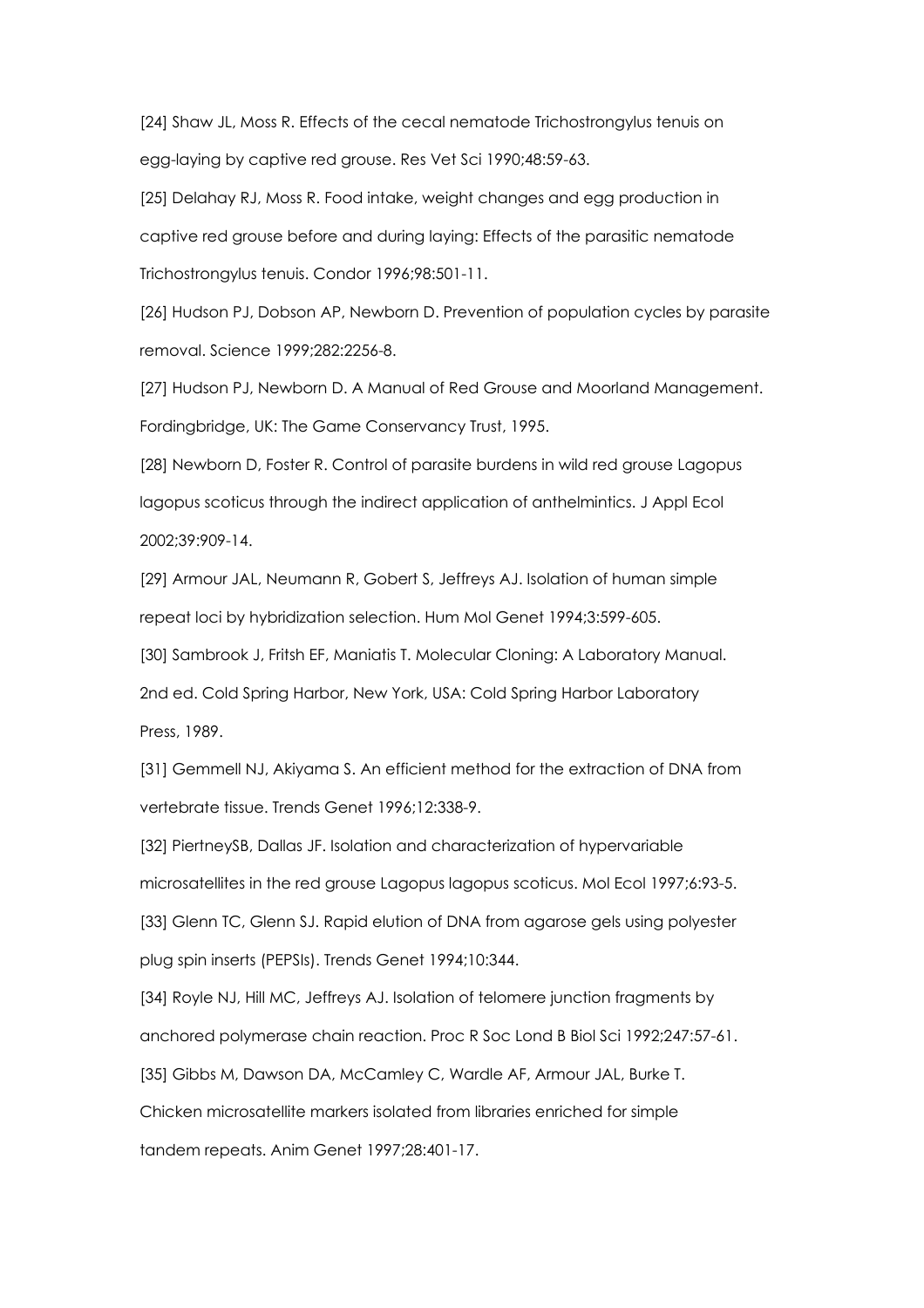[24] Shaw JL, Moss R. Effects of the cecal nematode Trichostrongylus tenuis on egg-laying by captive red grouse. Res Vet Sci 1990;48:59-63.

[25] Delahay RJ, Moss R. Food intake, weight changes and egg production in captive red grouse before and during laying: Effects of the parasitic nematode Trichostrongylus tenuis. Condor 1996;98:501-11.

[26] Hudson PJ, Dobson AP, Newborn D. Prevention of population cycles by parasite removal. Science 1999;282:2256-8.

[27] Hudson PJ, Newborn D. A Manual of Red Grouse and Moorland Management. Fordingbridge, UK: The Game Conservancy Trust, 1995.

[28] Newborn D, Foster R. Control of parasite burdens in wild red grouse Lagopus lagopus scoticus through the indirect application of anthelmintics. J Appl Ecol 2002;39:909-14.

[29] Armour JAL, Neumann R, Gobert S, Jeffreys AJ. Isolation of human simple repeat loci by hybridization selection. Hum Mol Genet 1994;3:599-605.

[30] Sambrook J, Fritsh EF, Maniatis T. Molecular Cloning: A Laboratory Manual. 2nd ed. Cold Spring Harbor, New York, USA: Cold Spring Harbor Laboratory Press, 1989.

[31] Gemmell NJ, Akiyama S. An efficient method for the extraction of DNA from vertebrate tissue. Trends Genet 1996;12:338-9.

[32] PiertneySB, Dallas JF. Isolation and characterization of hypervariable microsatellites in the red grouse Lagopus lagopus scoticus. Mol Ecol 1997;6:93-5.

[33] Glenn TC, Glenn SJ. Rapid elution of DNA from agarose gels using polyester plug spin inserts (PEPSIs). Trends Genet 1994;10:344.

[34] Royle NJ, Hill MC, Jeffreys AJ. Isolation of telomere junction fragments by anchored polymerase chain reaction. Proc R Soc Lond B Biol Sci 1992;247:57-61.

[35] Gibbs M, Dawson DA, McCamley C, Wardle AF, Armour JAL, Burke T. Chicken microsatellite markers isolated from libraries enriched for simple tandem repeats. Anim Genet 1997;28:401-17.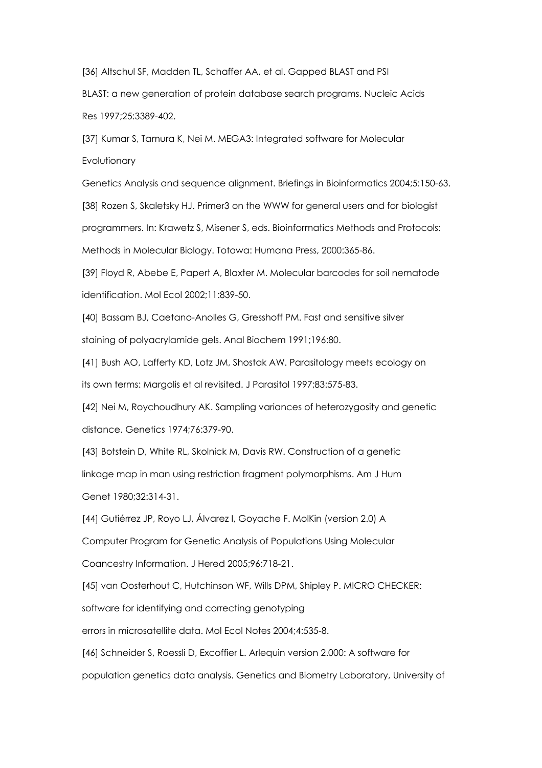[36] Altschul SF, Madden TL, Schaffer AA, et al. Gapped BLAST and PSI BLAST: a new generation of protein database search programs. Nucleic Acids Res 1997;25:3389-402.

[37] Kumar S, Tamura K, Nei M. MEGA3: Integrated software for Molecular Evolutionary Genetics Analysis and sequence alignment. Briefings in Bioinformatics 2004;5:150-63.

[38] Rozen S, Skaletsky HJ. Primer3 on the WWW for general users and for biologist programmers. In: Krawetz S, Misener S, eds. Bioinformatics Methods and Protocols: Methods in Molecular Biology. Totowa: Humana Press, 2000:365-86.

[39] Floyd R, Abebe E, Papert A, Blaxter M. Molecular barcodes for soil nematode identification. Mol Ecol 2002;11:839-50.

[40] Bassam BJ, Caetano-Anolles G, Gresshoff PM. Fast and sensitive silver staining of polyacrylamide gels. Anal Biochem 1991;196:80.

[41] Bush AO, Lafferty KD, Lotz JM, Shostak AW. Parasitology meets ecology on its own terms: Margolis et al revisited. J Parasitol 1997;83:575-83.

[42] Nei M, Roychoudhury AK. Sampling variances of heterozygosity and genetic distance. Genetics 1974;76:379-90.

[43] Botstein D, White RL, Skolnick M, Davis RW. Construction of a genetic linkage map in man using restriction fragment polymorphisms. Am J Hum Genet 1980;32:314-31.

[44] Gutiérrez JP, Royo LJ, Álvarez I, Goyache F. MolKin (version 2.0) A Computer Program for Genetic Analysis of Populations Using Molecular Coancestry Information. J Hered 2005;96:718-21.

[45] van Oosterhout C, Hutchinson WF, Wills DPM, Shipley P. MICRO CHECKER: software for identifying and correcting genotyping errors in microsatellite data. Mol Ecol Notes 2004;4:535-8.

[46] Schneider S, Roessli D, Excoffier L. Arlequin version 2.000: A software for population genetics data analysis. Genetics and Biometry Laboratory, University of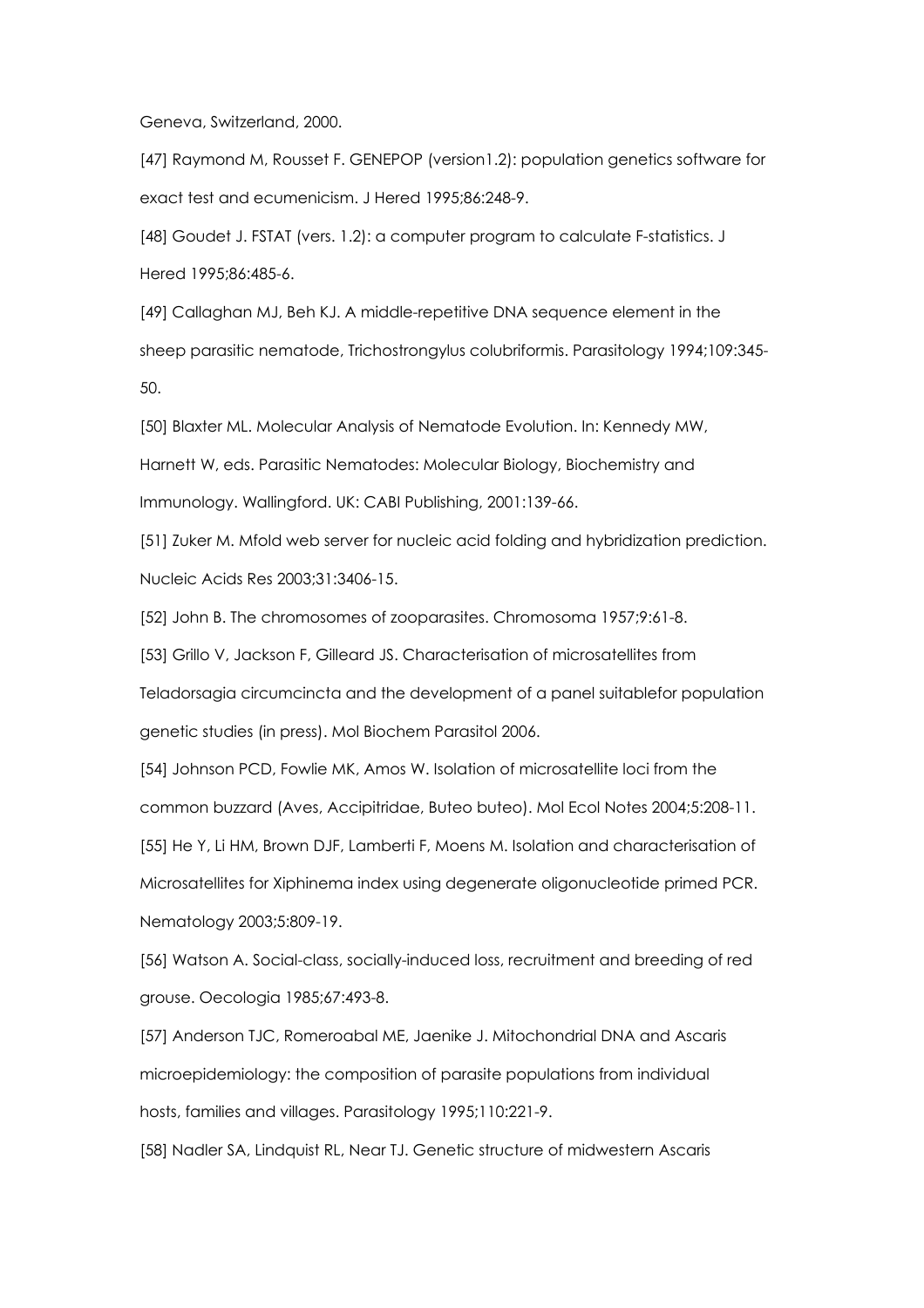Geneva, Switzerland, 2000.

[47] Raymond M, Rousset F. GENEPOP (version1.2): population genetics software for exact test and ecumenicism. J Hered 1995;86:248-9.

[48] Goudet J. FSTAT (vers. 1.2): a computer program to calculate F-statistics. J Hered 1995;86:485-6.

[49] Callaghan MJ, Beh KJ. A middle-repetitive DNA sequence element in the sheep parasitic nematode, Trichostrongylus colubriformis. Parasitology 1994;109:345-50.

[50] Blaxter ML. Molecular Analysis of Nematode Evolution. In: Kennedy MW, Harnett W, eds. Parasitic Nematodes: Molecular Biology, Biochemistry and Immunology. Wallingford. UK: CABI Publishing, 2001:139-66.

[51] Zuker M. Mfold web server for nucleic acid folding and hybridization prediction. Nucleic Acids Res 2003;31:3406-15.

[52] John B. The chromosomes of zooparasites. Chromosoma 1957;9:61-8.

[53] Grillo V, Jackson F, Gilleard JS. Characterisation of microsatellites from Teladorsagia circumcincta and the development of a panel suitablefor population genetic studies (in press). Mol Biochem Parasitol 2006.

[54] Johnson PCD, Fowlie MK, Amos W. Isolation of microsatellite loci from the common buzzard (Aves, Accipitridae, Buteo buteo). Mol Ecol Notes 2004;5:208-11.

[55] He Y, Li HM, Brown DJF, Lamberti F, Moens M. Isolation and characterisation of Microsatellites for Xiphinema index using degenerate oligonucleotide primed PCR. Nematology 2003;5:809-19.

[56] Watson A. Social-class, socially-induced loss, recruitment and breeding of red grouse. Oecologia 1985;67:493-8.

[57] Anderson TJC, Romeroabal ME, Jaenike J. Mitochondrial DNA and Ascaris microepidemiology: the composition of parasite populations from individual hosts, families and villages. Parasitology 1995;110:221-9.

[58] Nadler SA, Lindquist RL, Near TJ. Genetic structure of midwestern Ascaris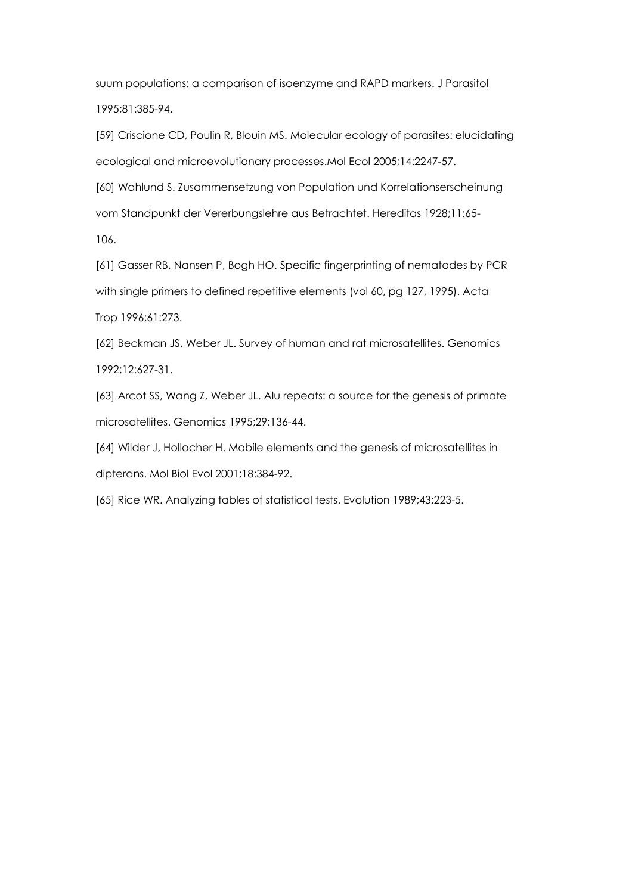suum populations: a comparison of isoenzyme and RAPD markers. J Parasitol 1995;81:385-94.

[59] Criscione CD, Poulin R, Blouin MS. Molecular ecology of parasites: elucidating ecological and microevolutionary processes.Mol Ecol 2005;14:2247-57.

[60] Wahlund S. Zusammensetzung von Population und Korrelationserscheinung vom Standpunkt der Vererbungslehre aus Betrachtet. Hereditas 1928;11:65-106.

[61] Gasser RB, Nansen P, Bogh HO. Specific fingerprinting of nematodes by PCR with single primers to defined repetitive elements (vol 60, pg 127, 1995). Acta Trop 1996;61:273.

[62] Beckman JS, Weber JL. Survey of human and rat microsatellites. Genomics 1992;12:627-31.

[63] Arcot SS, Wang Z, Weber JL. Alu repeats: a source for the genesis of primate microsatellites. Genomics 1995;29:136-44.

[64] Wilder J, Hollocher H. Mobile elements and the genesis of microsatellites in dipterans. Mol Biol Evol 2001;18:384-92.

[65] Rice WR. Analyzing tables of statistical tests. Evolution 1989;43:223-5.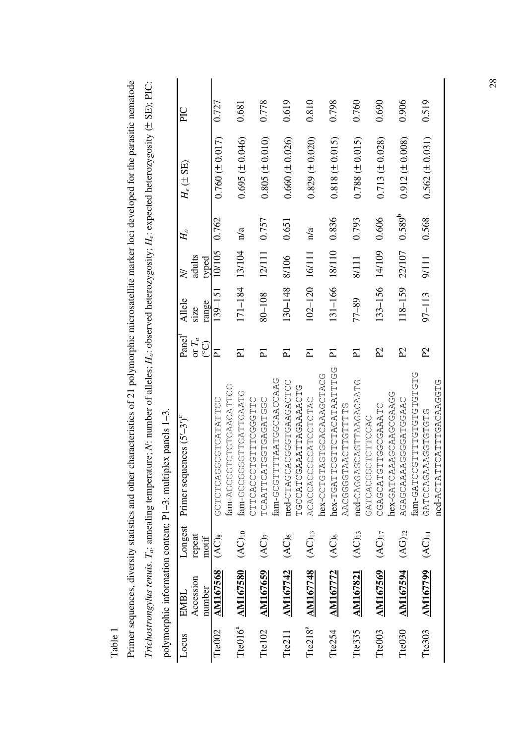Table 1

Primer sequences, diversity statistics and other characteristics of 21 polymorphic microsatellite marker loci developed for the parasitic nematode *Trichostrongylus tenuis*. $T_a$: annealing temperature; *N*: number of alleles; $H_o$: observed heterozygosity; $H_e$: expected heterozygosity (± SE); PIC: polymorphic information content; P1–3: multiplex panels 1–3.

| Locus | EMBL Accession number | Longest repeat motif | Primer sequences (5′-3′)[e] | Panel[f] or $T_a$ (°C) | Allele size range | N/ adults typed | $H_o$ | $H_e$ (± SE) | PIC |
|---|---|---|---|---|---|---|---|---|---|
| Te002 | **AM167568** | $(AC)_8$ | GCTCTCAGGCGTCATATTCC<br>fam-AGCCGTCTGTGAACATTCG | P1 | 139–151 | 10/105 | 0.762 | 0.760 (± 0.017) | 0.727 |
| Te016[a] | **AM167580** | $(AC)_{10}$ | fam-GCCGGGGTTGATTGAATG<br>CTTCACCCTGTTTCGGTTC | P1 | 171–184 | 13/104 | n/a | 0.695 (± 0.046) | 0.681 |
| Te102 | **AM167659** | $(AC)_7$ | TCAATTCATGGTGAGATGGC<br>fam-GCGTTTTAATGGCAACCAAG | P1 | 80–108 | 12/111 | 0.757 | 0.805 (± 0.010) | 0.778 |
| Te211 | **AM167742** | $(AC)_6$ | ned-CTAGCACGGGTGAAGACTCC<br>TGCCATCGAAATTAGAAAACTG | P1 | 130–148 | 8/106 | 0.651 | 0.660 (± 0.026) | 0.619 |
| Te218[a] | **AM167748** | $(AC)_{13}$ | ACACCACCCCATCCTCTAC<br>hex-CCTGTAGTGCACAAAGCTACG | P1 | 102–120 | 16/111 | n/a | 0.829 (± 0.020) | 0.810 |
| Te254 | **AM167772** | $(AC)_6$ | hex-TGATTCGTTCTACATAATTTGG<br>AACGGGTAACTTGTTTTG | P1 | 131–166 | 18/110 | 0.836 | 0.818 (± 0.015) | 0.798 |
| Te335 | **AM167821** | $(AC)_{13}$ | ned-CAGGAGCAGTTAAGACAATG<br>GATCACCGCTCTTCCAC | P1 | 77–89 | 8/111 | 0.793 | 0.788 (± 0.015) | 0.760 |
| Te003 | **AM167569** | $(AC)_{17}$ | CGAGCATGTTGGCGAAATC<br>hex-GATCAAAGCAAGCGAAGG | P2 | 133–156 | 14/109 | 0.606 | 0.713 (± 0.028) | 0.690 |
| Te030 | **AM167594** | $(AG)_{12}$ | AGAGCAAAAGGGATGGAAC<br>fam-GATCCGTTTTGTGTGTGTG | P2 | 118–159 | 22/107 | 0.589[b] | 0.912 (± 0.008) | 0.906 |
| Te303 | **AM167799** | $(AC)_{11}$ | GATCCAGAAAGGTGTGTG<br>ned-ACTATTCATTTGACAAGGTG | P2 | 97–113 | 9/111 | 0.568 | 0.562 (± 0.031) | 0.519 |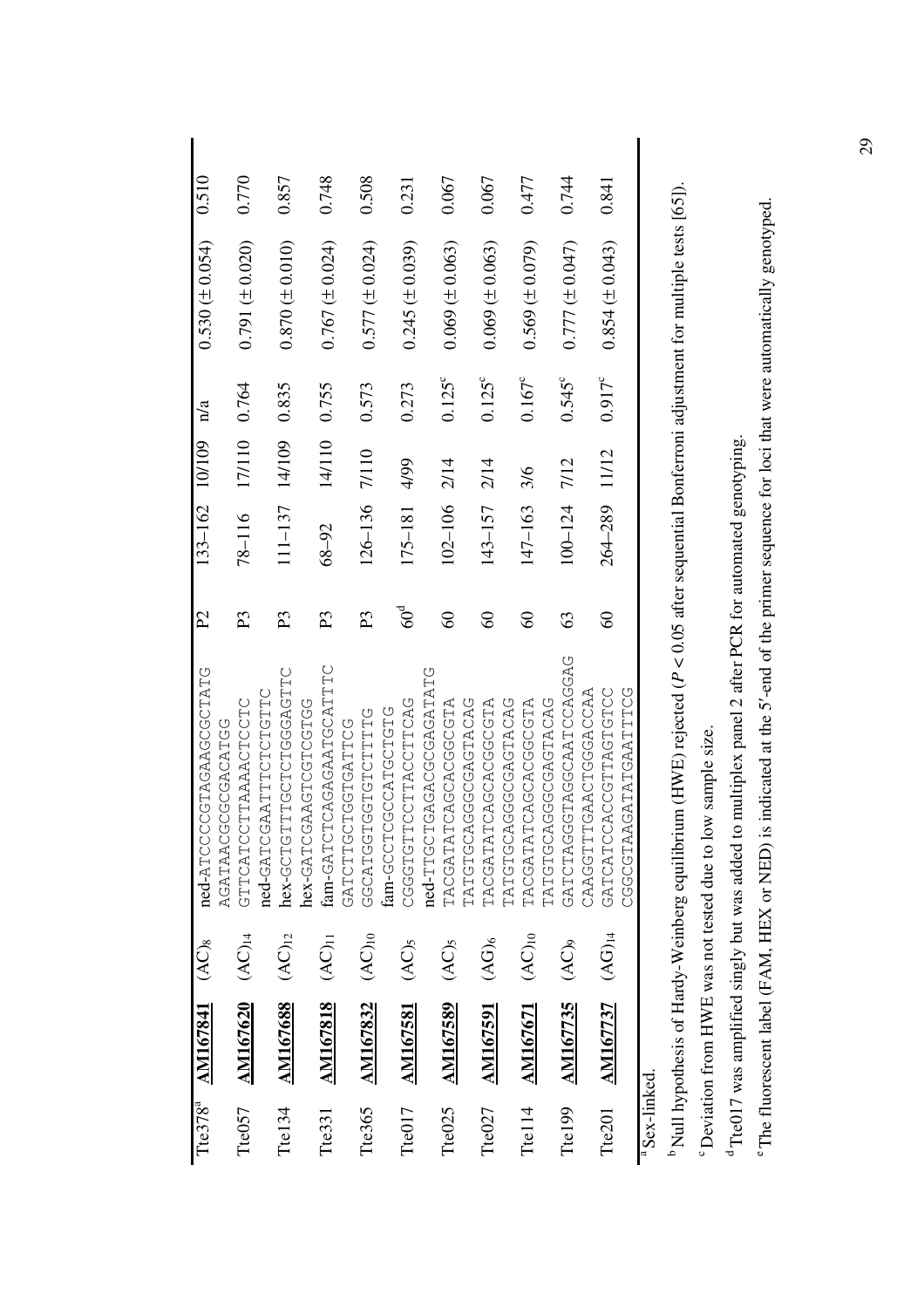| | | | | | | | | | |
|---|---|---|---|---|---|---|---|---|---|
| Tte378[a] | **AM167841** | $(AC)_8$ | ned-ATCCCCGTAGAAGCGCTATG<br>AGATAACGCGCGACATGG | P2 | 133–162 | 10/109 | n/a | 0.530 (± 0.054) | 0.510 |
| Tte057 | **AM167620** | $(AC)_{14}$ | GTTCATCCTTAAAACTCCTC<br>ned-GATCGAATTTCTCTGTTC | P3 | 78–116 | 17/110 | 0.764 | 0.791 (± 0.020) | 0.770 |
| Tte134 | **AM167688** | $(AC)_{12}$ | hex-GCTGTTTGCTCTGGGAGTTC<br>hex-GATCGAAGTCGTCGTGG | P3 | 111–137 | 14/109 | 0.835 | 0.870 (± 0.010) | 0.857 |
| Tte331 | **AM167818** | $(AC)_{11}$ | fam-GATCTCAGAGAATGCATTTC<br>GATCTTGCTGGTGATTCG | P3 | 68–92 | 14/110 | 0.755 | 0.767 (± 0.024) | 0.748 |
| Tte365 | **AM167832** | $(AC)_{10}$ | GGCATGGTGGTGTCTTTTG<br>fam-GCCTCGCCATGCTGTG | P3 | 126–136 | 7/110 | 0.573 | 0.577 (± 0.024) | 0.508 |
| Tte017 | **AM167581** | $(AC)_5$ | CGGGTGTTCCTTACCTTCAG<br>ned-TTGCTGAGACGCGAGATATG | 60[d] | 175–181 | 4/99 | 0.273 | 0.245 (± 0.039) | 0.231 |
| Tte025 | **AM167589** | $(AC)_5$ | TACGATATCAGCACGGCGTA<br>TATGTGCAGGGCGAGTACAG | 60 | 102–106 | 2/14 | 0.125[c] | 0.069 (± 0.063) | 0.067 |
| Tte027 | **AM167591** | $(AG)_6$ | TACGATATCAGCACGGCGTA<br>TATGTGCAGGGCGAGTACAG | 60 | 143–157 | 2/14 | 0.125[c] | 0.069 (± 0.063) | 0.067 |
| Tte114 | **AM167671** | $(AC)_{10}$ | TACGATATCAGCACGGCGTA<br>TATGTGCAGGGCGAGTACAG | 60 | 147–163 | 3/6 | 0.167[c] | 0.569 (± 0.079) | 0.477 |
| Tte199 | **AM167735** | $(AC)_9$ | GATCTAGGGTAGGCAATCCAGGAG<br>CAAGGTTTGAACTGGGACCAA | 63 | 100–124 | 7/12 | 0.545[c] | 0.777 (± 0.047) | 0.744 |
| Tte201 | **AM167737** | $(AG)_{14}$ | GATCATCCACCGTTAGTGTCC<br>CGGCGTAAGATATGAATTTCG | 60 | 264–289 | 11/12 | 0.917[c] | 0.854 (± 0.043) | 0.841 |

[a] Sex-linked.

[b] Null hypothesis of Hardy-Weinberg equilibrium (HWE) rejected ($P < 0.05$ after sequential Bonferroni adjustment for multiple tests [65]).

[c] Deviation from HWE was not tested due to low sample size.

[d] Tte017 was amplified singly but was added to multiplex panel 2 after PCR for automated genotyping.

[e] The fluorescent label (FAM, HEX or NED) is indicated at the 5′-end of the primer sequence for loci that were automatically genotyped.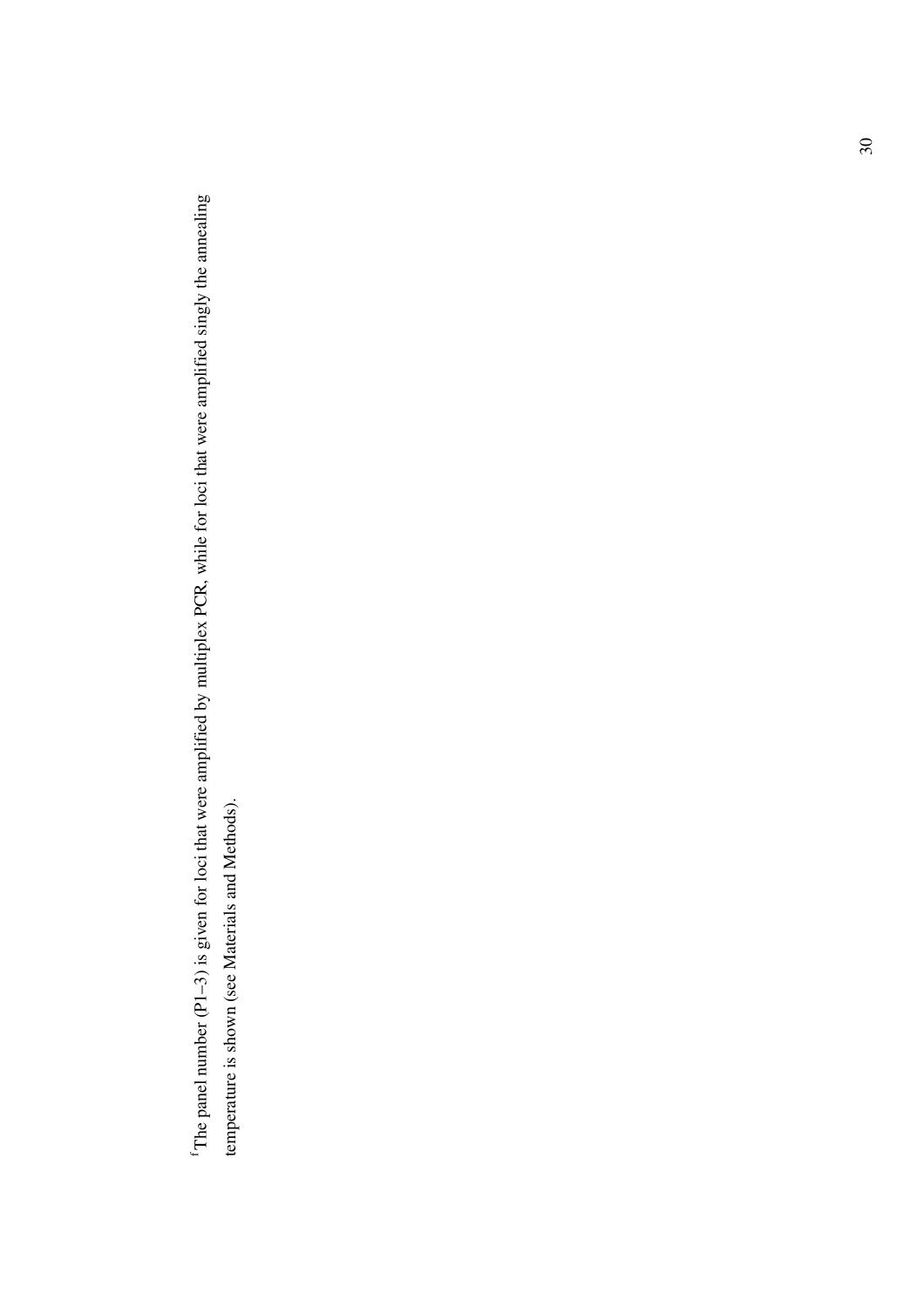[f]The panel number (P1–3) is given for loci that were amplified by multiplex PCR, while for loci that were amplified singly the annealing temperature is shown (see Materials and Methods).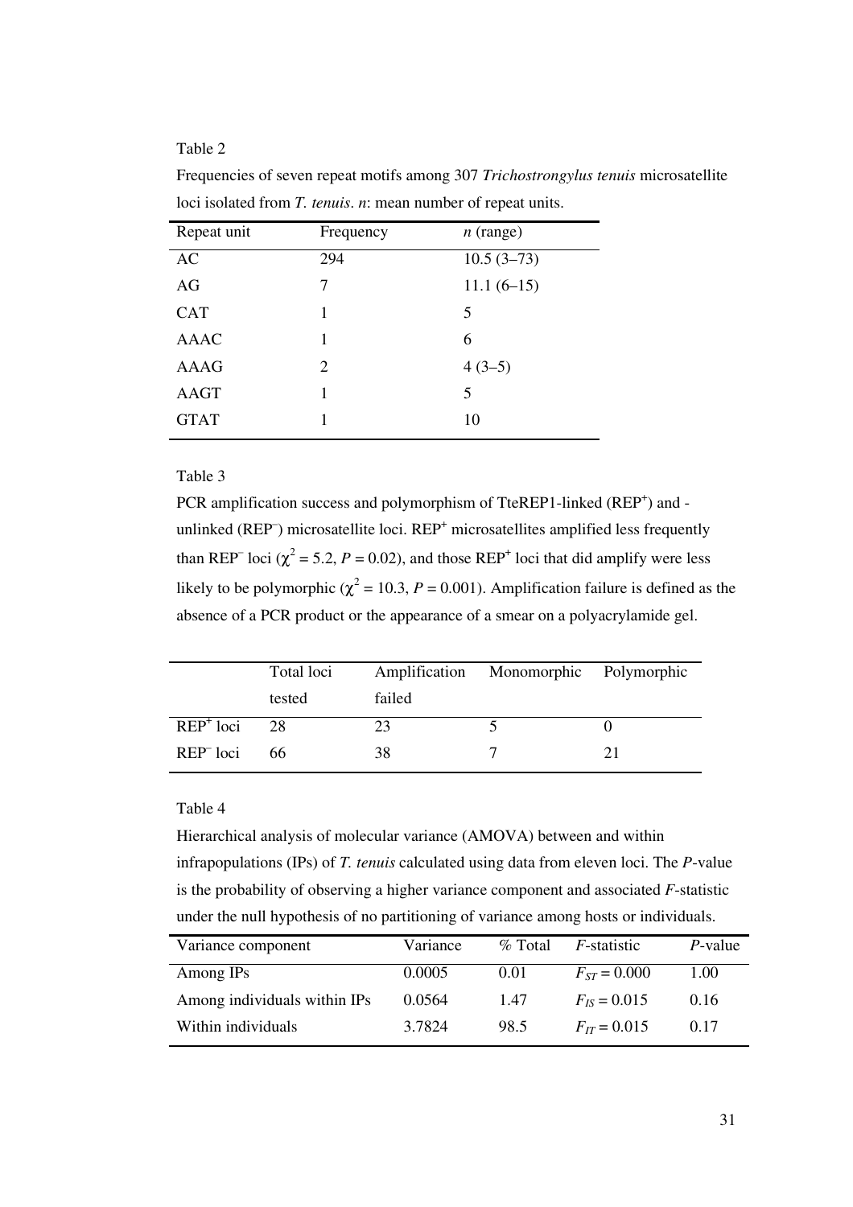Table 2

Frequencies of seven repeat motifs among 307 *Trichostrongylus tenuis* microsatellite loci isolated from *T. tenuis*. *n*: mean number of repeat units.

| Repeat unit | Frequency | *n* (range) |
|---|---|---|
| AC | 294 | 10.5 (3–73) |
| AG | 7 | 11.1 (6–15) |
| CAT | 1 | 5 |
| AAAC | 1 | 6 |
| AAAG | 2 | 4 (3–5) |
| AAGT | 1 | 5 |
| GTAT | 1 | 10 |

Table 3

PCR amplification success and polymorphism of TteREP1-linked ($REP^+$) and -unlinked ($REP^–$) microsatellite loci. $REP^+$ microsatellites amplified less frequently than $REP^–$ loci ($\chi^2 = 5.2$, $P = 0.02$), and those $REP^+$ loci that did amplify were less likely to be polymorphic ($\chi^2 = 10.3$, $P = 0.001$). Amplification failure is defined as the absence of a PCR product or the appearance of a smear on a polyacrylamide gel.

| | Total loci tested | Amplification failed | Monomorphic | Polymorphic |
|---|---|---|---|---|
| $REP^+$ loci | 28 | 23 | 5 | 0 |
| $REP^–$ loci | 66 | 38 | 7 | 21 |

Table 4

Hierarchical analysis of molecular variance (AMOVA) between and within infrapopulations (IPs) of *T. tenuis* calculated using data from eleven loci. The *P*-value is the probability of observing a higher variance component and associated *F*-statistic under the null hypothesis of no partitioning of variance among hosts or individuals.

| Variance component | Variance | % Total | *F*-statistic | *P*-value |
|---|---|---|---|---|
| Among IPs | 0.0005 | 0.01 | $F_{ST} = 0.000$ | 1.00 |
| Among individuals within IPs | 0.0564 | 1.47 | $F_{IS} = 0.015$ | 0.16 |
| Within individuals | 3.7824 | 98.5 | $F_{IT} = 0.015$ | 0.17 |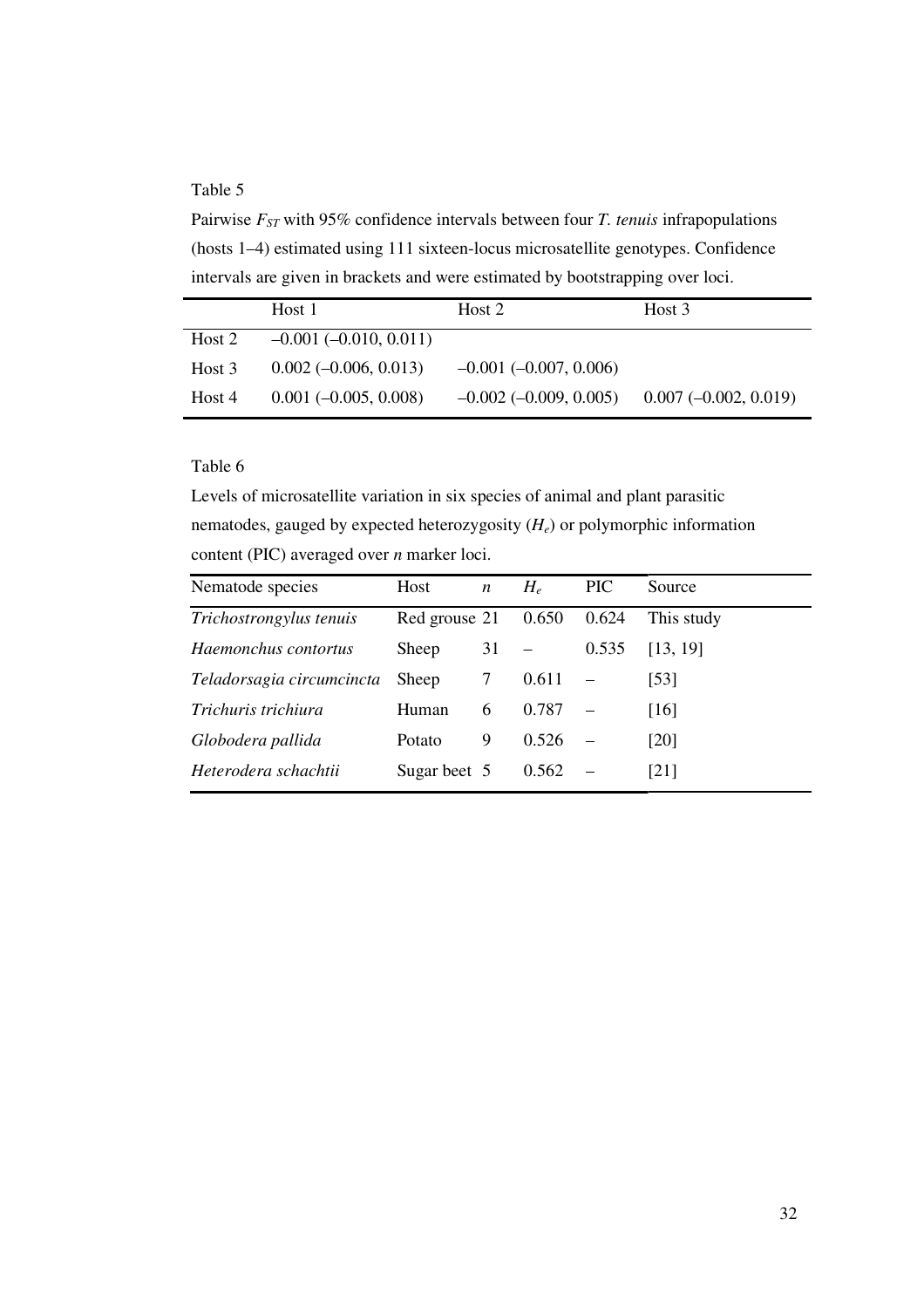Table 5

Pairwise $F_{ST}$ with 95% confidence intervals between four *T. tenuis* infrapopulations (hosts 1–4) estimated using 111 sixteen-locus microsatellite genotypes. Confidence intervals are given in brackets and were estimated by bootstrapping over loci.

| | Host 1 | Host 2 | Host 3 |
|---|---|---|---|
| Host 2 | –0.001 (–0.010, 0.011) | | |
| Host 3 | 0.002 (–0.006, 0.013) | –0.001 (–0.007, 0.006) | |
| Host 4 | 0.001 (–0.005, 0.008) | –0.002 (–0.009, 0.005) | 0.007 (–0.002, 0.019) |

Table 6

Levels of microsatellite variation in six species of animal and plant parasitic nematodes, gauged by expected heterozygosity ($H_e$) or polymorphic information content (PIC) averaged over *n* marker loci.

| Nematode species | Host | *n* | $H_e$ | PIC | Source |
|---|---|---|---|---|---|
| *Trichostrongylus tenuis* | Red grouse | 21 | 0.650 | 0.624 | This study |
| *Haemonchus contortus* | Sheep | 31 | – | 0.535 | [13, 19] |
| *Teladorsagia circumcincta* | Sheep | 7 | 0.611 | – | [53] |
| *Trichuris trichiura* | Human | 6 | 0.787 | – | [16] |
| *Globodera pallida* | Potato | 9 | 0.526 | – | [20] |
| *Heterodera schachtii* | Sugar beet | 5 | 0.562 | – | [21] |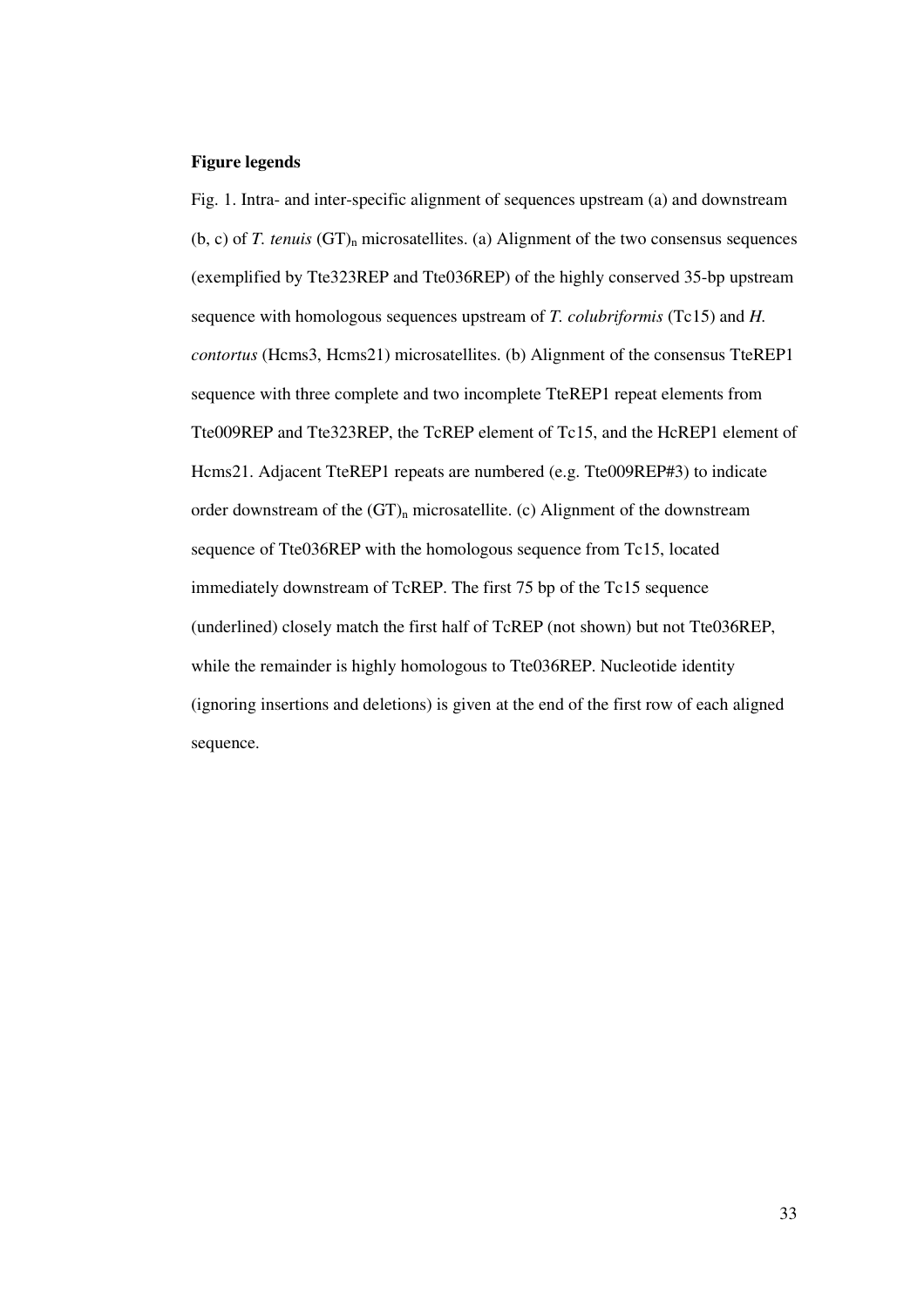**Figure legends**

Fig. 1. Intra- and inter-specific alignment of sequences upstream (a) and downstream (b, c) of *T. tenuis* $(GT)_n$ microsatellites. (a) Alignment of the two consensus sequences (exemplified by Tte323REP and Tte036REP) of the highly conserved 35-bp upstream sequence with homologous sequences upstream of *T. colubriformis* (Tc15) and *H. contortus* (Hcms3, Hcms21) microsatellites. (b) Alignment of the consensus TteREP1 sequence with three complete and two incomplete TteREP1 repeat elements from Tte009REP and Tte323REP, the TcREP element of Tc15, and the HcREP1 element of Hcms21. Adjacent TteREP1 repeats are numbered (e.g. Tte009REP#3) to indicate order downstream of the $(GT)_n$ microsatellite. (c) Alignment of the downstream sequence of Tte036REP with the homologous sequence from Tc15, located immediately downstream of TcREP. The first 75 bp of the Tc15 sequence (underlined) closely match the first half of TcREP (not shown) but not Tte036REP, while the remainder is highly homologous to Tte036REP. Nucleotide identity (ignoring insertions and deletions) is given at the end of the first row of each aligned sequence.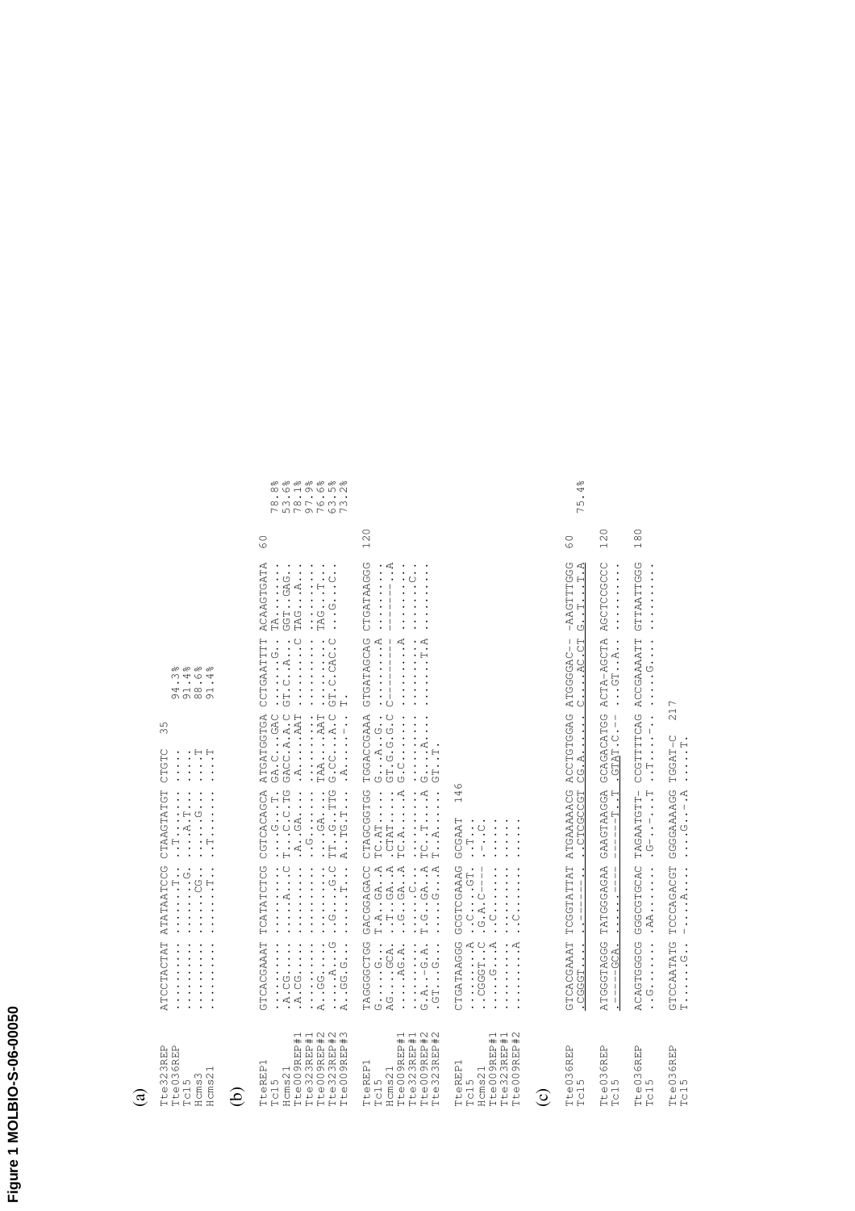Figure 1 MOLBIO-S-06-00050

(a)

```
Tte323REP    ATCCTACTAT ATATAATCCG CTAAGTATGT CTGTC  35
Tte036REP    .......... .......T.. .T........ .....        94.3%
Tc15         .......... .......G.. ....A.T... .....        91.4%
Hcms3        .......... .......CG. .....G.... ....T        88.6%
Hcms21       .......... ......T... ..T....... ....T        91.4%
```

(b)

```
TteREP1      GTCACGAAAT TCATATCTCG CGTCACAGCA ATGATGGTGA CCTGAATTTT ACAAGTGATA  60
Tc15         .......... .......... ....G...T. GA.C...GAC ......G... TA........      78.8%
Hcms21       .A.CG..... ....A....C T...C.C.TG GACC.A.A.C GT.C..A... GGT..GAG..      53.6%
Tte009REP#1  .A.CG..... .......... ..A..GA... A......AAT .........C TAG...A...      78.1%
Tte323REP#1  .......... .......... .G........ .......... .......... ..........      97.9%
Tte009REP#2  A..GG..... ..G....... ....GA.... TAA....AAT .......... TAG...T...      76.6%
Tte323REP#2  .....A...G ..G....G.C TT..G..TTG G.CC....A.C GT.C.CAC.C ...G...C..      63.5%
Tte009REP#3  A..GG.G... ......T... A...TG.T.. .A.....-.. T.                        73.2%

TteREP1      TAGGGCTGG GACGGAGACC CTAGCGGTGG TGGACCGAAA GTGATAGCAG CTGATAAGGG  120
Tc15         G....G... T.A..GA..A TC.AT..... G...A..G.. .........A ..........
Hcms21       AG....GCA. .T..GA..A .CTAT..... GT.G.G.C C--------- -------.A
Tte009REP#1  .....AG.A. .G..GA..A TC.A.....A G.C....... .......... ..........
Tte323REP#1  .......... .....C.... .......... .......... .........A ......C..
Tte009REP#2  G.A..-G.A. T.G..GA..A TC..T....A G.....A... .......T.A ..........
Tte323REP#2  .GT...G... .....G...A T...A..... GT..T.

TteREP1      CTGATAAGGG GCGTCGAAAG GCGAAT  146
Tc15         .........A .C....GT. .T..
Hcms21       ..CGGGT..C .G.A.C---- .-.C.
Tte009REP#1  .....G...A ..C....... ......
Tte323REP#1  .......... .......... ......
Tte009REP#2  .........A ..C....... ......
```

(c)

```
Tte036REP    GTCACGAAAT TCGGTATTAT ATGAAAAACG ACCTGTGGAG ATGGGGAC-- -AAGTTTGGG  60
Tc15         CGGGT..... .-----.... ..CTCGCCGT CG.A...... C....AC.CT G..T....T.A      75.4%

Tte036REP    ATGGTAGGG TATGGGAGAA GAAGTAAGGA GCAGACATGG ACTA-AGCTA AGCTCCGCCC  120
Tc15         -----GCA.. .......---- ......T..T .GTAT.C.-- ...GT..A.. ..........

Tte036REP    ACAGTGGCG GGGCGTGCAC TAGAATGTT- CCGTTTTCAG ACCGAAAATT GTTAATTGGG  180
Tc15         .G........ .AA....... .G-..-..T ..T....-. ....G.... ..........

Tte036REP    GTCCAATATG TCCCAGACGT GGGGAAAAGG TGGAT-C  217
Tc15         T.....G.. -....A.... ...G..-.A .....T.
```